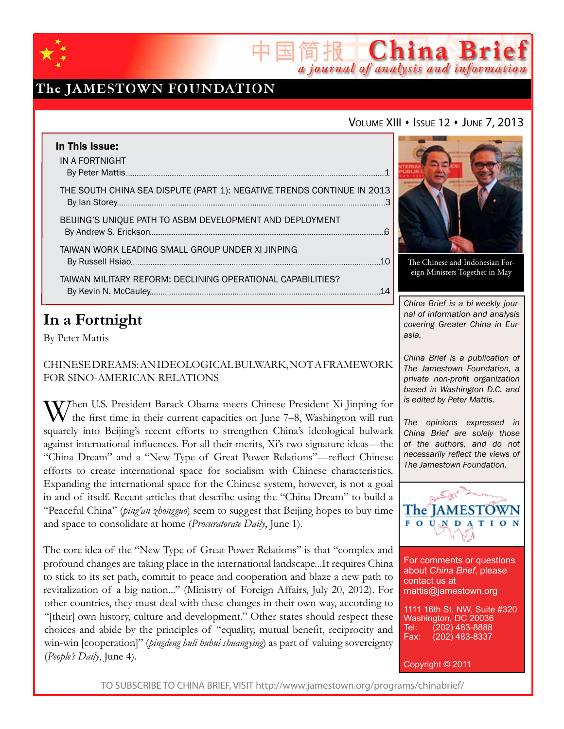# China Brief

*a journal of analysis and information*

The JAMESTOWN FOUNDATION

VOLUME XIII • ISSUE 12 • JUNE 7, 2013

**In This Issue:**

IN A FORTNIGHT
By Peter Mattis ....................1

THE SOUTH CHINA SEA DISPUTE (PART 1): NEGATIVE TRENDS CONTINUE IN 2013
By Ian Storey ....................3

BEIJING'S UNIQUE PATH TO ASBM DEVELOPMENT AND DEPLOYMENT
By Andrew S. Erickson ....................6

TAIWAN WORK LEADING SMALL GROUP UNDER XI JINPING
By Russell Hsiao ....................10

TAIWAN MILITARY REFORM: DECLINING OPERATIONAL CAPABILITIES?
By Kevin N. McCauley ....................14

The Chinese and Indonesian Foreign Ministers Together in May

*China Brief is a bi-weekly journal of information and analysis covering Greater China in Eurasia.*

*China Brief is a publication of The Jamestown Foundation, a private non-profit organization based in Washington D.C. and is edited by Peter Mattis.*

*The opinions expressed in China Brief are solely those of the authors, and do not necessarily reflect the views of The Jamestown Foundation.*

For comments or questions about *China Brief*, please contact us at mattis@jamestown.org

1111 16th St. NW, Suite #320
Washington, DC 20036
Tel: (202) 483-8888
Fax: (202) 483-8337

Copyright © 2011

## In a Fortnight

By Peter Mattis

CHINESE DREAMS: AN IDEOLOGICAL BULWARK, NOT A FRAMEWORK FOR SINO-AMERICAN RELATIONS

When U.S. President Barack Obama meets Chinese President Xi Jinping for the first time in their current capacities on June 7–8, Washington will run squarely into Beijing's recent efforts to strengthen China's ideological bulwark against international influences. For all their merits, Xi's two signature ideas—the "China Dream" and a "New Type of Great Power Relations"—reflect Chinese efforts to create international space for socialism with Chinese characteristics. Expanding the international space for the Chinese system, however, is not a goal in and of itself. Recent articles that describe using the "China Dream" to build a "Peaceful China" (*ping'an zhongguo*) seem to suggest that Beijing hopes to buy time and space to consolidate at home (*Procuratorate Daily*, June 1).

The core idea of the "New Type of Great Power Relations" is that "complex and profound changes are taking place in the international landscape...It requires China to stick to its set path, commit to peace and cooperation and blaze a new path to revitalization of a big nation..." (Ministry of Foreign Affairs, July 20, 2012). For other countries, they must deal with these changes in their own way, according to "[their] own history, culture and development." Other states should respect these choices and abide by the principles of "equality, mutual benefit, reciprocity and win-win [cooperation]" (*pingdeng huli huhui shuangying*) as part of valuing sovereignty (*People's Daily*, June 4).

TO SUBSCRIBE TO CHINA BRIEF, VISIT http://www.jamestown.org/programs/chinabrief/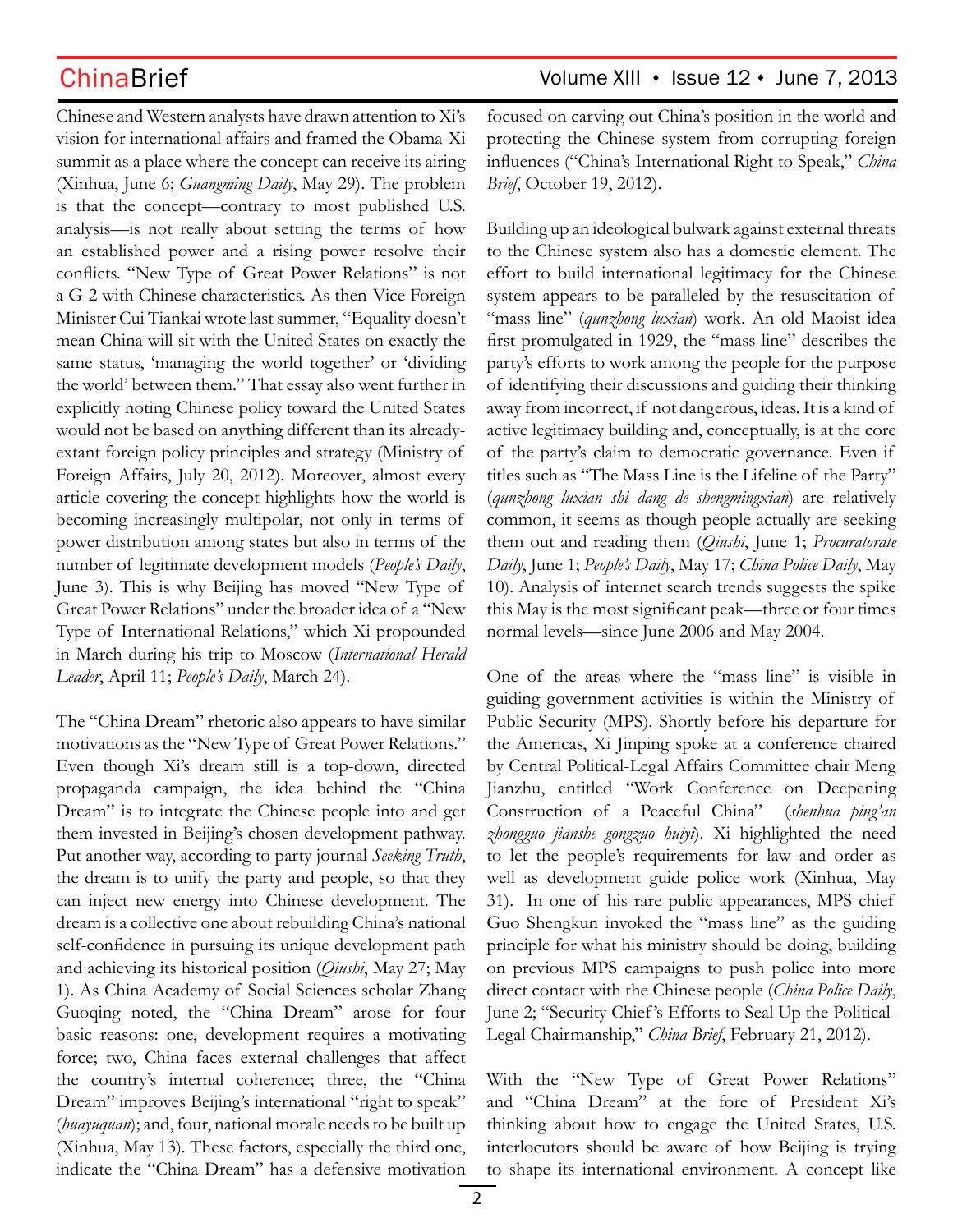Chinese and Western analysts have drawn attention to Xi's vision for international affairs and framed the Obama-Xi summit as a place where the concept can receive its airing (Xinhua, June 6; *Guangming Daily*, May 29). The problem is that the concept—contrary to most published U.S. analysis—is not really about setting the terms of how an established power and a rising power resolve their conflicts. "New Type of Great Power Relations" is not a G-2 with Chinese characteristics. As then-Vice Foreign Minister Cui Tiankai wrote last summer, "Equality doesn't mean China will sit with the United States on exactly the same status, 'managing the world together' or 'dividing the world' between them." That essay also went further in explicitly noting Chinese policy toward the United States would not be based on anything different than its already-extant foreign policy principles and strategy (Ministry of Foreign Affairs, July 20, 2012). Moreover, almost every article covering the concept highlights how the world is becoming increasingly multipolar, not only in terms of power distribution among states but also in terms of the number of legitimate development models (*People's Daily*, June 3). This is why Beijing has moved "New Type of Great Power Relations" under the broader idea of a "New Type of International Relations," which Xi propounded in March during his trip to Moscow (*International Herald Leader*, April 11; *People's Daily*, March 24).

The "China Dream" rhetoric also appears to have similar motivations as the "New Type of Great Power Relations." Even though Xi's dream still is a top-down, directed propaganda campaign, the idea behind the "China Dream" is to integrate the Chinese people into and get them invested in Beijing's chosen development pathway. Put another way, according to party journal *Seeking Truth*, the dream is to unify the party and people, so that they can inject new energy into Chinese development. The dream is a collective one about rebuilding China's national self-confidence in pursuing its unique development path and achieving its historical position (*Qiushi*, May 27; May 1). As China Academy of Social Sciences scholar Zhang Guoqing noted, the "China Dream" arose for four basic reasons: one, development requires a motivating force; two, China faces external challenges that affect the country's internal coherence; three, the "China Dream" improves Beijing's international "right to speak" (*huayuquan*); and, four, national morale needs to be built up (Xinhua, May 13). These factors, especially the third one, indicate the "China Dream" has a defensive motivation focused on carving out China's position in the world and protecting the Chinese system from corrupting foreign influences ("China's International Right to Speak," *China Brief*, October 19, 2012).

Building up an ideological bulwark against external threats to the Chinese system also has a domestic element. The effort to build international legitimacy for the Chinese system appears to be paralleled by the resuscitation of "mass line" (*qunzhong luxian*) work. An old Maoist idea first promulgated in 1929, the "mass line" describes the party's efforts to work among the people for the purpose of identifying their discussions and guiding their thinking away from incorrect, if not dangerous, ideas. It is a kind of active legitimacy building and, conceptually, is at the core of the party's claim to democratic governance. Even if titles such as "The Mass Line is the Lifeline of the Party" (*qunzhong luxian shi dang de shengmingxian*) are relatively common, it seems as though people actually are seeking them out and reading them (*Qiushi*, June 1; *Procuratorate Daily*, June 1; *People's Daily*, May 17; *China Police Daily*, May 10). Analysis of internet search trends suggests the spike this May is the most significant peak—three or four times normal levels—since June 2006 and May 2004.

One of the areas where the "mass line" is visible in guiding government activities is within the Ministry of Public Security (MPS). Shortly before his departure for the Americas, Xi Jinping spoke at a conference chaired by Central Political-Legal Affairs Committee chair Meng Jianzhu, entitled "Work Conference on Deepening Construction of a Peaceful China" (*shenhua ping'an zhongguo jianshe gongzuo huiyi*). Xi highlighted the need to let the people's requirements for law and order as well as development guide police work (Xinhua, May 31). In one of his rare public appearances, MPS chief Guo Shengkun invoked the "mass line" as the guiding principle for what his ministry should be doing, building on previous MPS campaigns to push police into more direct contact with the Chinese people (*China Police Daily*, June 2; "Security Chief's Efforts to Seal Up the Political-Legal Chairmanship," *China Brief*, February 21, 2012).

With the "New Type of Great Power Relations" and "China Dream" at the fore of President Xi's thinking about how to engage the United States, U.S. interlocutors should be aware of how Beijing is trying to shape its international environment. A concept like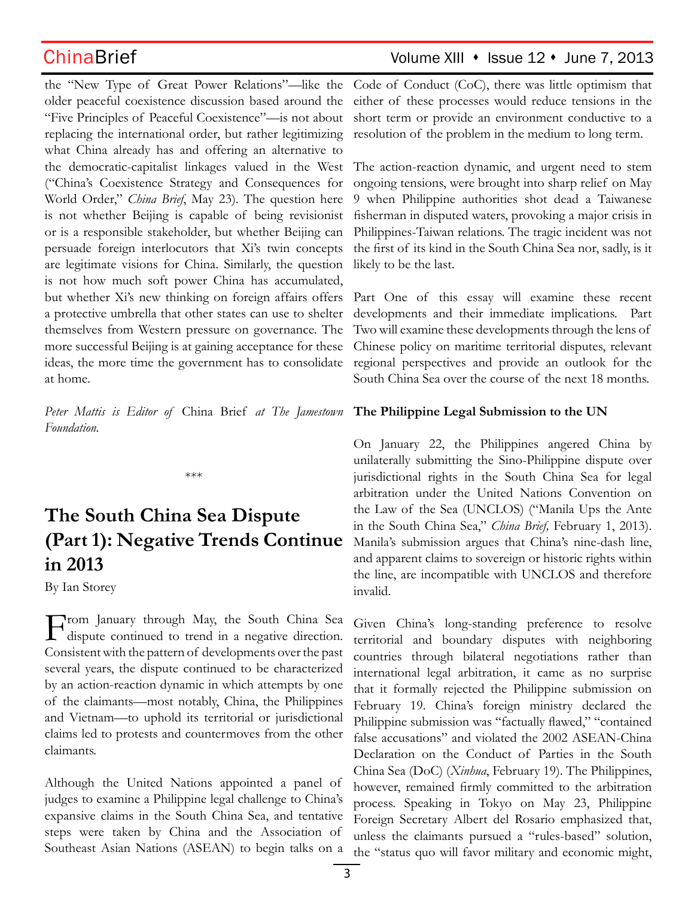the "New Type of Great Power Relations"—like the older peaceful coexistence discussion based around the "Five Principles of Peaceful Coexistence"—is not about replacing the international order, but rather legitimizing what China already has and offering an alternative to the democratic-capitalist linkages valued in the West ("China's Coexistence Strategy and Consequences for World Order," *China Brief*, May 23). The question here is not whether Beijing is capable of being revisionist or is a responsible stakeholder, but whether Beijing can persuade foreign interlocutors that Xi's twin concepts are legitimate visions for China. Similarly, the question is not how much soft power China has accumulated, but whether Xi's new thinking on foreign affairs offers a protective umbrella that other states can use to shelter themselves from Western pressure on governance. The more successful Beijing is at gaining acceptance for these ideas, the more time the government has to consolidate at home.

*Peter Mattis is Editor of* China Brief *at The Jamestown Foundation.*

\*\*\*

# The South China Sea Dispute (Part 1): Negative Trends Continue in 2013

By Ian Storey

From January through May, the South China Sea dispute continued to trend in a negative direction. Consistent with the pattern of developments over the past several years, the dispute continued to be characterized by an action-reaction dynamic in which attempts by one of the claimants—most notably, China, the Philippines and Vietnam—to uphold its territorial or jurisdictional claims led to protests and countermoves from the other claimants.

Although the United Nations appointed a panel of judges to examine a Philippine legal challenge to China's expansive claims in the South China Sea, and tentative steps were taken by China and the Association of Southeast Asian Nations (ASEAN) to begin talks on a Code of Conduct (CoC), there was little optimism that either of these processes would reduce tensions in the short term or provide an environment conductive to a resolution of the problem in the medium to long term.

The action-reaction dynamic, and urgent need to stem ongoing tensions, were brought into sharp relief on May 9 when Philippine authorities shot dead a Taiwanese fisherman in disputed waters, provoking a major crisis in Philippines-Taiwan relations. The tragic incident was not the first of its kind in the South China Sea nor, sadly, is it likely to be the last.

Part One of this essay will examine these recent developments and their immediate implications. Part Two will examine these developments through the lens of Chinese policy on maritime territorial disputes, relevant regional perspectives and provide an outlook for the South China Sea over the course of the next 18 months.

**The Philippine Legal Submission to the UN**

On January 22, the Philippines angered China by unilaterally submitting the Sino-Philippine dispute over jurisdictional rights in the South China Sea for legal arbitration under the United Nations Convention on the Law of the Sea (UNCLOS) ("Manila Ups the Ante in the South China Sea," *China Brief,* February 1, 2013). Manila's submission argues that China's nine-dash line, and apparent claims to sovereign or historic rights within the line, are incompatible with UNCLOS and therefore invalid.

Given China's long-standing preference to resolve territorial and boundary disputes with neighboring countries through bilateral negotiations rather than international legal arbitration, it came as no surprise that it formally rejected the Philippine submission on February 19. China's foreign ministry declared the Philippine submission was "factually flawed," "contained false accusations" and violated the 2002 ASEAN-China Declaration on the Conduct of Parties in the South China Sea (DoC) (*Xinhua*, February 19). The Philippines, however, remained firmly committed to the arbitration process. Speaking in Tokyo on May 23, Philippine Foreign Secretary Albert del Rosario emphasized that, unless the claimants pursued a "rules-based" solution, the "status quo will favor military and economic might,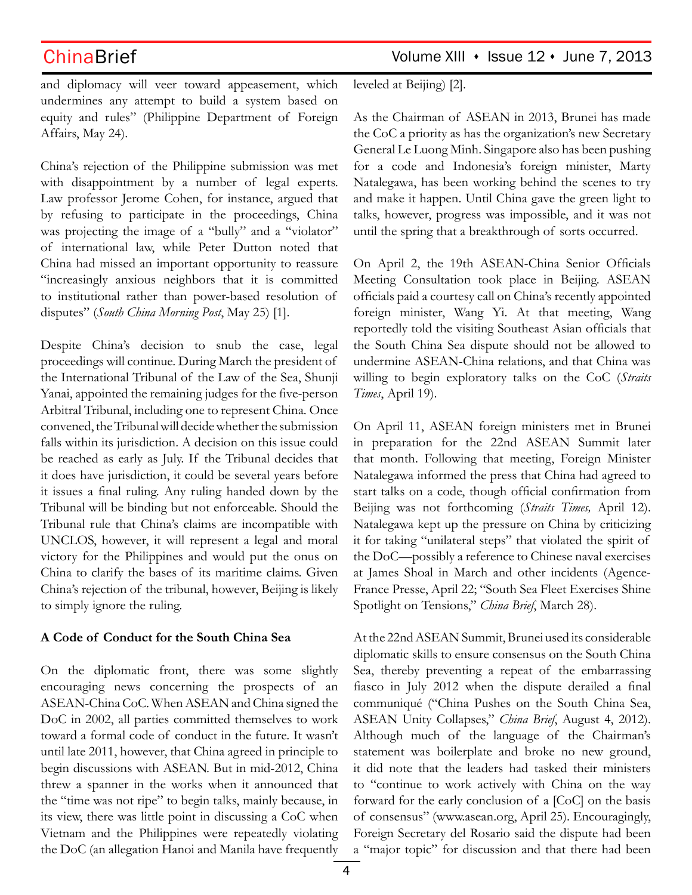and diplomacy will veer toward appeasement, which undermines any attempt to build a system based on equity and rules" (Philippine Department of Foreign Affairs, May 24).

China's rejection of the Philippine submission was met with disappointment by a number of legal experts. Law professor Jerome Cohen, for instance, argued that by refusing to participate in the proceedings, China was projecting the image of a "bully" and a "violator" of international law, while Peter Dutton noted that China had missed an important opportunity to reassure "increasingly anxious neighbors that it is committed to institutional rather than power-based resolution of disputes" (*South China Morning Post*, May 25) [1].

Despite China's decision to snub the case, legal proceedings will continue. During March the president of the International Tribunal of the Law of the Sea, Shunji Yanai, appointed the remaining judges for the five-person Arbitral Tribunal, including one to represent China. Once convened, the Tribunal will decide whether the submission falls within its jurisdiction. A decision on this issue could be reached as early as July. If the Tribunal decides that it does have jurisdiction, it could be several years before it issues a final ruling. Any ruling handed down by the Tribunal will be binding but not enforceable. Should the Tribunal rule that China's claims are incompatible with UNCLOS, however, it will represent a legal and moral victory for the Philippines and would put the onus on China to clarify the bases of its maritime claims. Given China's rejection of the tribunal, however, Beijing is likely to simply ignore the ruling.

**A Code of Conduct for the South China Sea**

On the diplomatic front, there was some slightly encouraging news concerning the prospects of an ASEAN-China CoC. When ASEAN and China signed the DoC in 2002, all parties committed themselves to work toward a formal code of conduct in the future. It wasn't until late 2011, however, that China agreed in principle to begin discussions with ASEAN. But in mid-2012, China threw a spanner in the works when it announced that the "time was not ripe" to begin talks, mainly because, in its view, there was little point in discussing a CoC when Vietnam and the Philippines were repeatedly violating the DoC (an allegation Hanoi and Manila have frequently leveled at Beijing) [2].

As the Chairman of ASEAN in 2013, Brunei has made the CoC a priority as has the organization's new Secretary General Le Luong Minh. Singapore also has been pushing for a code and Indonesia's foreign minister, Marty Natalegawa, has been working behind the scenes to try and make it happen. Until China gave the green light to talks, however, progress was impossible, and it was not until the spring that a breakthrough of sorts occurred.

On April 2, the 19th ASEAN-China Senior Officials Meeting Consultation took place in Beijing. ASEAN officials paid a courtesy call on China's recently appointed foreign minister, Wang Yi. At that meeting, Wang reportedly told the visiting Southeast Asian officials that the South China Sea dispute should not be allowed to undermine ASEAN-China relations, and that China was willing to begin exploratory talks on the CoC (*Straits Times*, April 19).

On April 11, ASEAN foreign ministers met in Brunei in preparation for the 22nd ASEAN Summit later that month. Following that meeting, Foreign Minister Natalegawa informed the press that China had agreed to start talks on a code, though official confirmation from Beijing was not forthcoming (*Straits Times,* April 12). Natalegawa kept up the pressure on China by criticizing it for taking "unilateral steps" that violated the spirit of the DoC—possibly a reference to Chinese naval exercises at James Shoal in March and other incidents (Agence-France Presse, April 22; "South Sea Fleet Exercises Shine Spotlight on Tensions," *China Brief*, March 28).

At the 22nd ASEAN Summit, Brunei used its considerable diplomatic skills to ensure consensus on the South China Sea, thereby preventing a repeat of the embarrassing fiasco in July 2012 when the dispute derailed a final communiqué ("China Pushes on the South China Sea, ASEAN Unity Collapses," *China Brief*, August 4, 2012). Although much of the language of the Chairman's statement was boilerplate and broke no new ground, it did note that the leaders had tasked their ministers to "continue to work actively with China on the way forward for the early conclusion of a [CoC] on the basis of consensus" (www.asean.org, April 25). Encouragingly, Foreign Secretary del Rosario said the dispute had been a "major topic" for discussion and that there had been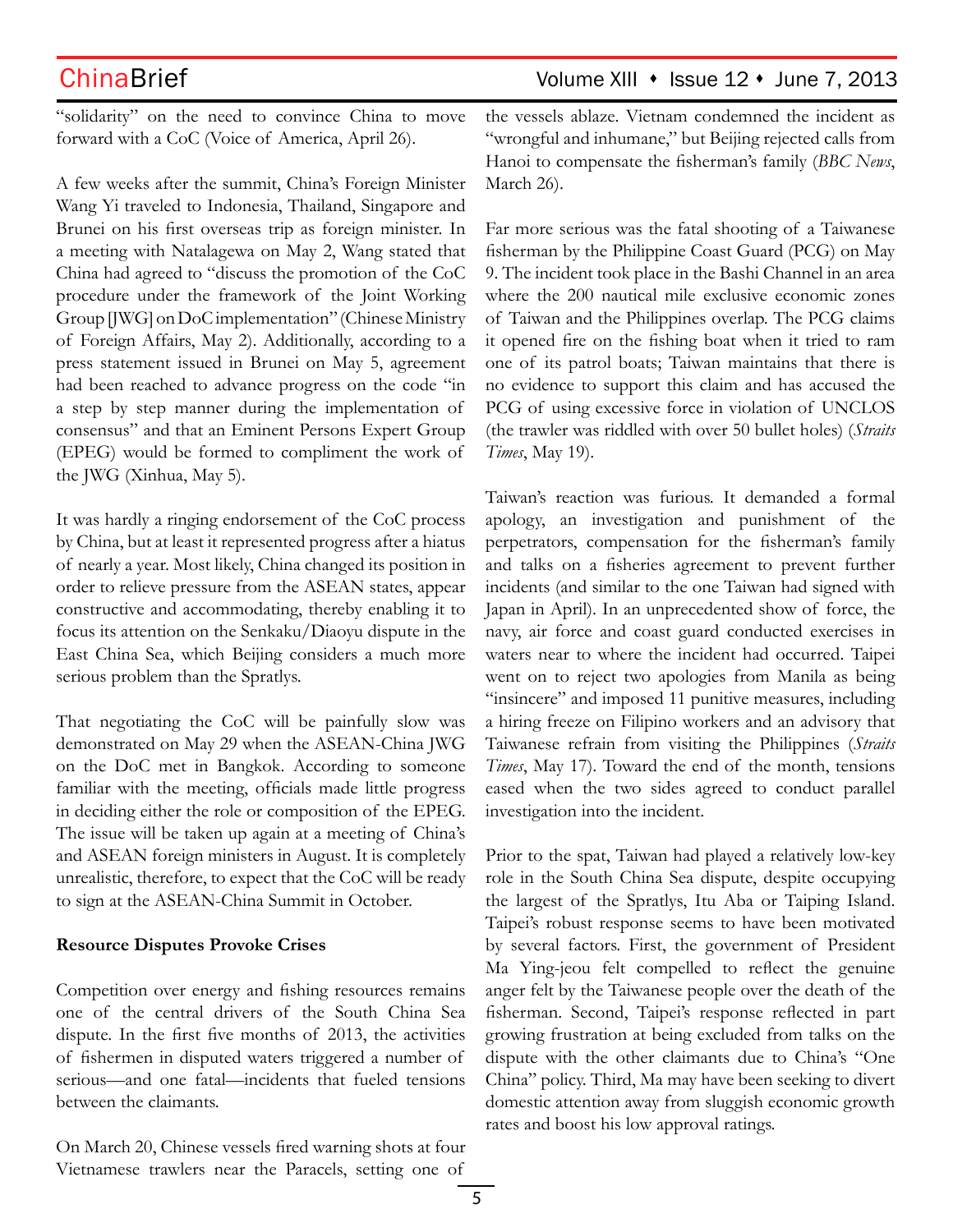"solidarity" on the need to convince China to move forward with a CoC (Voice of America, April 26).

A few weeks after the summit, China's Foreign Minister Wang Yi traveled to Indonesia, Thailand, Singapore and Brunei on his first overseas trip as foreign minister. In a meeting with Natalagewa on May 2, Wang stated that China had agreed to "discuss the promotion of the CoC procedure under the framework of the Joint Working Group [JWG] on DoC implementation" (Chinese Ministry of Foreign Affairs, May 2). Additionally, according to a press statement issued in Brunei on May 5, agreement had been reached to advance progress on the code "in a step by step manner during the implementation of consensus" and that an Eminent Persons Expert Group (EPEG) would be formed to compliment the work of the JWG (Xinhua, May 5).

It was hardly a ringing endorsement of the CoC process by China, but at least it represented progress after a hiatus of nearly a year. Most likely, China changed its position in order to relieve pressure from the ASEAN states, appear constructive and accommodating, thereby enabling it to focus its attention on the Senkaku/Diaoyu dispute in the East China Sea, which Beijing considers a much more serious problem than the Spratlys.

That negotiating the CoC will be painfully slow was demonstrated on May 29 when the ASEAN-China JWG on the DoC met in Bangkok. According to someone familiar with the meeting, officials made little progress in deciding either the role or composition of the EPEG. The issue will be taken up again at a meeting of China's and ASEAN foreign ministers in August. It is completely unrealistic, therefore, to expect that the CoC will be ready to sign at the ASEAN-China Summit in October.

**Resource Disputes Provoke Crises**

Competition over energy and fishing resources remains one of the central drivers of the South China Sea dispute. In the first five months of 2013, the activities of fishermen in disputed waters triggered a number of serious—and one fatal—incidents that fueled tensions between the claimants.

On March 20, Chinese vessels fired warning shots at four Vietnamese trawlers near the Paracels, setting one of the vessels ablaze. Vietnam condemned the incident as "wrongful and inhumane," but Beijing rejected calls from Hanoi to compensate the fisherman's family (*BBC News*, March 26).

Far more serious was the fatal shooting of a Taiwanese fisherman by the Philippine Coast Guard (PCG) on May 9. The incident took place in the Bashi Channel in an area where the 200 nautical mile exclusive economic zones of Taiwan and the Philippines overlap. The PCG claims it opened fire on the fishing boat when it tried to ram one of its patrol boats; Taiwan maintains that there is no evidence to support this claim and has accused the PCG of using excessive force in violation of UNCLOS (the trawler was riddled with over 50 bullet holes) (*Straits Times*, May 19).

Taiwan's reaction was furious. It demanded a formal apology, an investigation and punishment of the perpetrators, compensation for the fisherman's family and talks on a fisheries agreement to prevent further incidents (and similar to the one Taiwan had signed with Japan in April). In an unprecedented show of force, the navy, air force and coast guard conducted exercises in waters near to where the incident had occurred. Taipei went on to reject two apologies from Manila as being "insincere" and imposed 11 punitive measures, including a hiring freeze on Filipino workers and an advisory that Taiwanese refrain from visiting the Philippines (*Straits Times*, May 17). Toward the end of the month, tensions eased when the two sides agreed to conduct parallel investigation into the incident.

Prior to the spat, Taiwan had played a relatively low-key role in the South China Sea dispute, despite occupying the largest of the Spratlys, Itu Aba or Taiping Island. Taipei's robust response seems to have been motivated by several factors. First, the government of President Ma Ying-jeou felt compelled to reflect the genuine anger felt by the Taiwanese people over the death of the fisherman. Second, Taipei's response reflected in part growing frustration at being excluded from talks on the dispute with the other claimants due to China's "One China" policy. Third, Ma may have been seeking to divert domestic attention away from sluggish economic growth rates and boost his low approval ratings.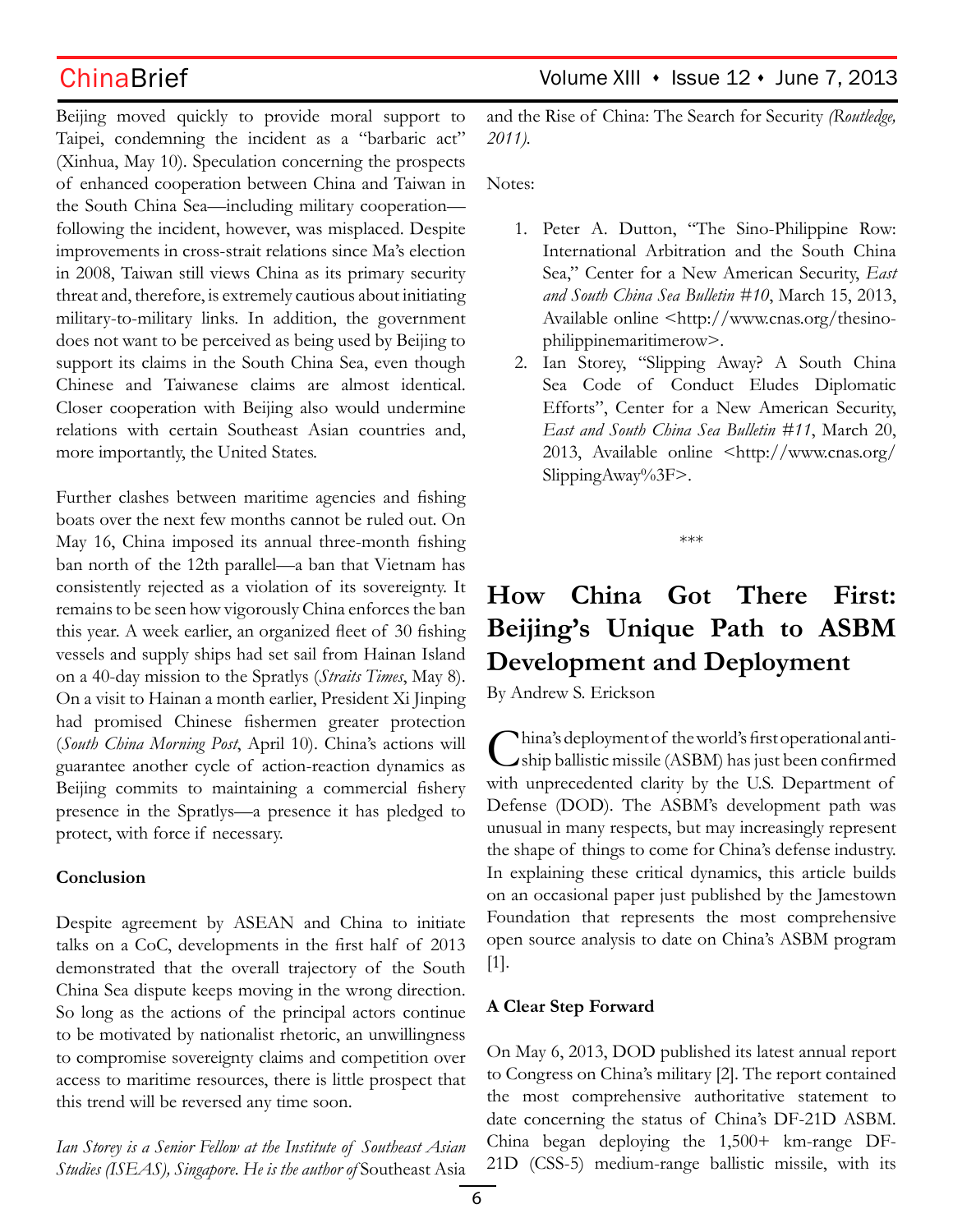Beijing moved quickly to provide moral support to Taipei, condemning the incident as a "barbaric act" (Xinhua, May 10). Speculation concerning the prospects of enhanced cooperation between China and Taiwan in the South China Sea—including military cooperation—following the incident, however, was misplaced. Despite improvements in cross-strait relations since Ma's election in 2008, Taiwan still views China as its primary security threat and, therefore, is extremely cautious about initiating military-to-military links. In addition, the government does not want to be perceived as being used by Beijing to support its claims in the South China Sea, even though Chinese and Taiwanese claims are almost identical. Closer cooperation with Beijing also would undermine relations with certain Southeast Asian countries and, more importantly, the United States.

Further clashes between maritime agencies and fishing boats over the next few months cannot be ruled out. On May 16, China imposed its annual three-month fishing ban north of the 12th parallel—a ban that Vietnam has consistently rejected as a violation of its sovereignty. It remains to be seen how vigorously China enforces the ban this year. A week earlier, an organized fleet of 30 fishing vessels and supply ships had set sail from Hainan Island on a 40-day mission to the Spratlys (*Straits Times*, May 8). On a visit to Hainan a month earlier, President Xi Jinping had promised Chinese fishermen greater protection (*South China Morning Post*, April 10). China's actions will guarantee another cycle of action-reaction dynamics as Beijing commits to maintaining a commercial fishery presence in the Spratlys—a presence it has pledged to protect, with force if necessary.

**Conclusion**

Despite agreement by ASEAN and China to initiate talks on a CoC, developments in the first half of 2013 demonstrated that the overall trajectory of the South China Sea dispute keeps moving in the wrong direction. So long as the actions of the principal actors continue to be motivated by nationalist rhetoric, an unwillingness to compromise sovereignty claims and competition over access to maritime resources, there is little prospect that this trend will be reversed any time soon.

*Ian Storey is a Senior Fellow at the Institute of Southeast Asian Studies (ISEAS), Singapore. He is the author of* Southeast Asia and the Rise of China: The Search for Security *(Routledge, 2011).*

Notes:

1. Peter A. Dutton, "The Sino-Philippine Row: International Arbitration and the South China Sea," Center for a New American Security, *East and South China Sea Bulletin #10*, March 15, 2013, Available online <http://www.cnas.org/thesino-philippinemaritimerow>.
2. Ian Storey, "Slipping Away? A South China Sea Code of Conduct Eludes Diplomatic Efforts", Center for a New American Security, *East and South China Sea Bulletin #11*, March 20, 2013, Available online <http://www.cnas.org/SlippingAway%3F>.

\*\*\*

# How China Got There First: Beijing's Unique Path to ASBM Development and Deployment

By Andrew S. Erickson

China's deployment of the world's first operational anti-ship ballistic missile (ASBM) has just been confirmed with unprecedented clarity by the U.S. Department of Defense (DOD). The ASBM's development path was unusual in many respects, but may increasingly represent the shape of things to come for China's defense industry. In explaining these critical dynamics, this article builds on an occasional paper just published by the Jamestown Foundation that represents the most comprehensive open source analysis to date on China's ASBM program [1].

**A Clear Step Forward**

On May 6, 2013, DOD published its latest annual report to Congress on China's military [2]. The report contained the most comprehensive authoritative statement to date concerning the status of China's DF-21D ASBM. China began deploying the 1,500+ km-range DF-21D (CSS-5) medium-range ballistic missile, with its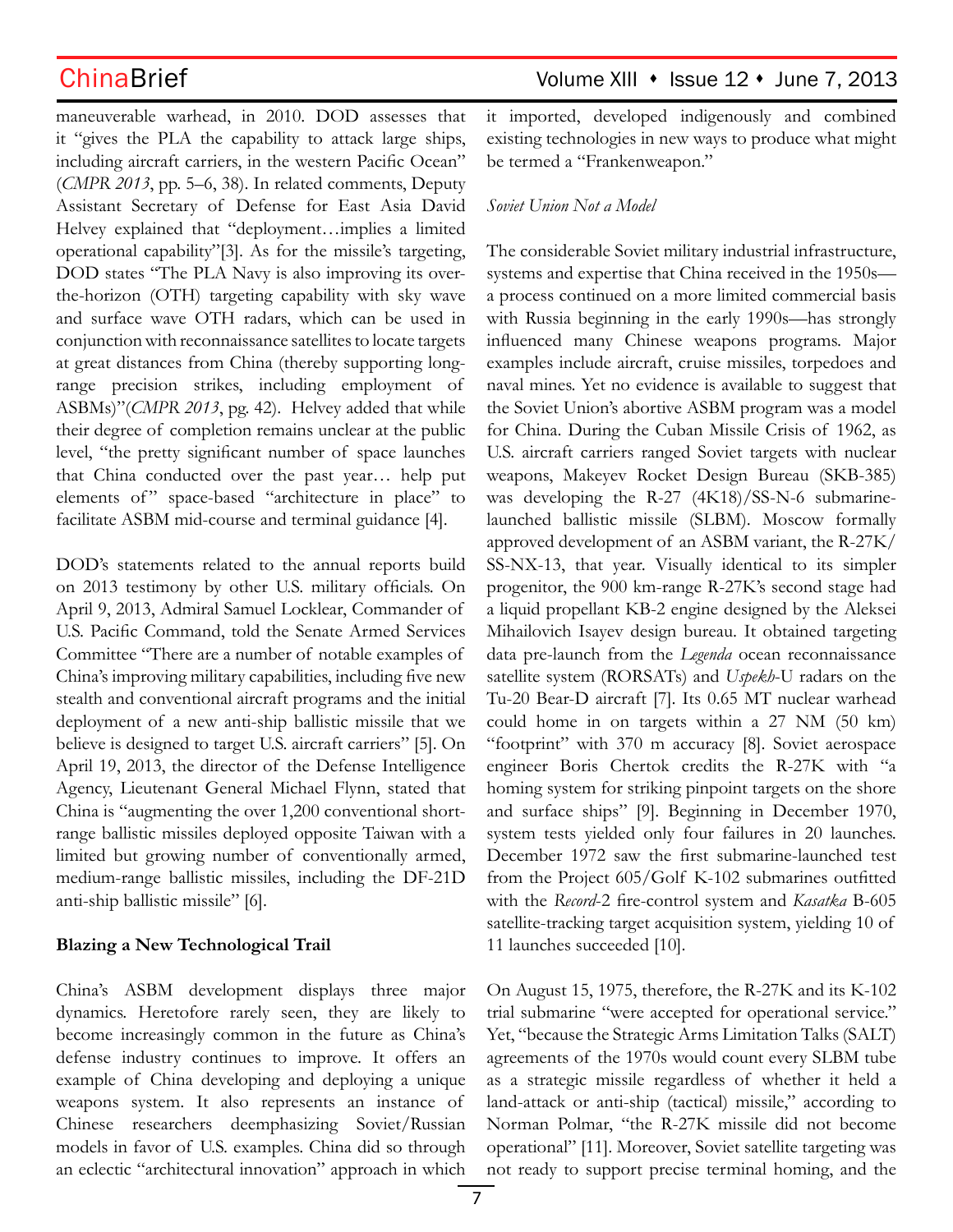maneuverable warhead, in 2010. DOD assesses that it "gives the PLA the capability to attack large ships, including aircraft carriers, in the western Pacific Ocean" (*CMPR 2013*, pp. 5–6, 38). In related comments, Deputy Assistant Secretary of Defense for East Asia David Helvey explained that "deployment…implies a limited operational capability"[3]. As for the missile's targeting, DOD states "The PLA Navy is also improving its over-the-horizon (OTH) targeting capability with sky wave and surface wave OTH radars, which can be used in conjunction with reconnaissance satellites to locate targets at great distances from China (thereby supporting long-range precision strikes, including employment of ASBMs)"(*CMPR 2013*, pg. 42). Helvey added that while their degree of completion remains unclear at the public level, "the pretty significant number of space launches that China conducted over the past year… help put elements of" space-based "architecture in place" to facilitate ASBM mid-course and terminal guidance [4].

DOD's statements related to the annual reports build on 2013 testimony by other U.S. military officials. On April 9, 2013, Admiral Samuel Locklear, Commander of U.S. Pacific Command, told the Senate Armed Services Committee "There are a number of notable examples of China's improving military capabilities, including five new stealth and conventional aircraft programs and the initial deployment of a new anti-ship ballistic missile that we believe is designed to target U.S. aircraft carriers" [5]. On April 19, 2013, the director of the Defense Intelligence Agency, Lieutenant General Michael Flynn, stated that China is "augmenting the over 1,200 conventional short-range ballistic missiles deployed opposite Taiwan with a limited but growing number of conventionally armed, medium-range ballistic missiles, including the DF-21D anti-ship ballistic missile" [6].

**Blazing a New Technological Trail**

China's ASBM development displays three major dynamics. Heretofore rarely seen, they are likely to become increasingly common in the future as China's defense industry continues to improve. It offers an example of China developing and deploying a unique weapons system. It also represents an instance of Chinese researchers deemphasizing Soviet/Russian models in favor of U.S. examples. China did so through an eclectic "architectural innovation" approach in which it imported, developed indigenously and combined existing technologies in new ways to produce what might be termed a "Frankenweapon."

*Soviet Union Not a Model*

The considerable Soviet military industrial infrastructure, systems and expertise that China received in the 1950s—a process continued on a more limited commercial basis with Russia beginning in the early 1990s—has strongly influenced many Chinese weapons programs. Major examples include aircraft, cruise missiles, torpedoes and naval mines. Yet no evidence is available to suggest that the Soviet Union's abortive ASBM program was a model for China. During the Cuban Missile Crisis of 1962, as U.S. aircraft carriers ranged Soviet targets with nuclear weapons, Makeyev Rocket Design Bureau (SKB-385) was developing the R-27 (4K18)/SS-N-6 submarine-launched ballistic missile (SLBM). Moscow formally approved development of an ASBM variant, the R-27K/SS-NX-13, that year. Visually identical to its simpler progenitor, the 900 km-range R-27K's second stage had a liquid propellant KB-2 engine designed by the Aleksei Mihailovich Isayev design bureau. It obtained targeting data pre-launch from the *Legenda* ocean reconnaissance satellite system (RORSATs) and *Uspekh*-U radars on the Tu-20 Bear-D aircraft [7]. Its 0.65 MT nuclear warhead could home in on targets within a 27 NM (50 km) "footprint" with 370 m accuracy [8]. Soviet aerospace engineer Boris Chertok credits the R-27K with "a homing system for striking pinpoint targets on the shore and surface ships" [9]. Beginning in December 1970, system tests yielded only four failures in 20 launches. December 1972 saw the first submarine-launched test from the Project 605/Golf K-102 submarines outfitted with the *Record*-2 fire-control system and *Kasatka* B-605 satellite-tracking target acquisition system, yielding 10 of 11 launches succeeded [10].

On August 15, 1975, therefore, the R-27K and its K-102 trial submarine "were accepted for operational service." Yet, "because the Strategic Arms Limitation Talks (SALT) agreements of the 1970s would count every SLBM tube as a strategic missile regardless of whether it held a land-attack or anti-ship (tactical) missile," according to Norman Polmar, "the R-27K missile did not become operational" [11]. Moreover, Soviet satellite targeting was not ready to support precise terminal homing, and the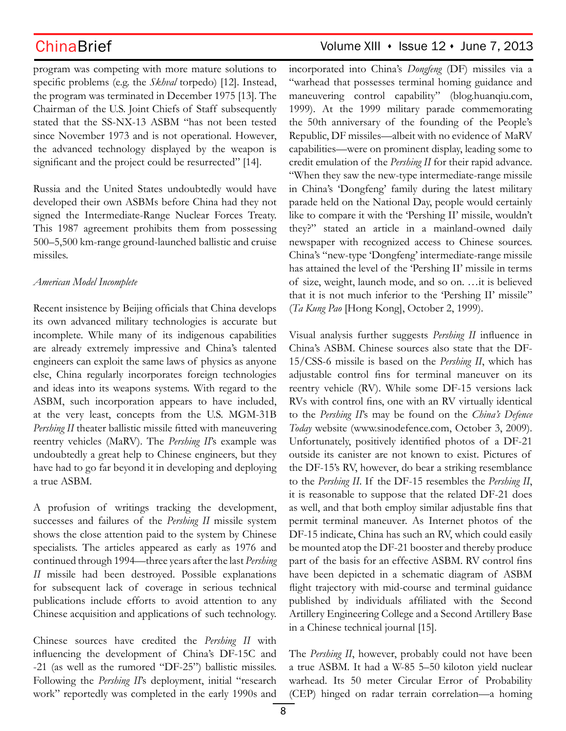program was competing with more mature solutions to specific problems (e.g. the *Skhval* torpedo) [12]. Instead, the program was terminated in December 1975 [13]. The Chairman of the U.S. Joint Chiefs of Staff subsequently stated that the SS-NX-13 ASBM "has not been tested since November 1973 and is not operational. However, the advanced technology displayed by the weapon is significant and the project could be resurrected" [14].

Russia and the United States undoubtedly would have developed their own ASBMs before China had they not signed the Intermediate-Range Nuclear Forces Treaty. This 1987 agreement prohibits them from possessing 500–5,500 km-range ground-launched ballistic and cruise missiles.

*American Model Incomplete*

Recent insistence by Beijing officials that China develops its own advanced military technologies is accurate but incomplete. While many of its indigenous capabilities are already extremely impressive and China's talented engineers can exploit the same laws of physics as anyone else, China regularly incorporates foreign technologies and ideas into its weapons systems. With regard to the ASBM, such incorporation appears to have included, at the very least, concepts from the U.S. MGM-31B *Pershing II* theater ballistic missile fitted with maneuvering reentry vehicles (MaRV). The *Pershing II*'s example was undoubtedly a great help to Chinese engineers, but they have had to go far beyond it in developing and deploying a true ASBM.

A profusion of writings tracking the development, successes and failures of the *Pershing II* missile system shows the close attention paid to the system by Chinese specialists. The articles appeared as early as 1976 and continued through 1994—three years after the last *Pershing II* missile had been destroyed. Possible explanations for subsequent lack of coverage in serious technical publications include efforts to avoid attention to any Chinese acquisition and applications of such technology.

Chinese sources have credited the *Pershing II* with influencing the development of China's DF-15C and -21 (as well as the rumored "DF-25") ballistic missiles. Following the *Pershing II*'s deployment, initial "research work" reportedly was completed in the early 1990s and incorporated into China's *Dongfeng* (DF) missiles via a "warhead that possesses terminal homing guidance and maneuvering control capability" (blog.huanqiu.com, 1999). At the 1999 military parade commemorating the 50th anniversary of the founding of the People's Republic, DF missiles—albeit with no evidence of MaRV capabilities—were on prominent display, leading some to credit emulation of the *Pershing II* for their rapid advance. "When they saw the new-type intermediate-range missile in China's 'Dongfeng' family during the latest military parade held on the National Day, people would certainly like to compare it with the 'Pershing II' missile, wouldn't they?" stated an article in a mainland-owned daily newspaper with recognized access to Chinese sources. China's "new-type 'Dongfeng' intermediate-range missile has attained the level of the 'Pershing II' missile in terms of size, weight, launch mode, and so on. …it is believed that it is not much inferior to the 'Pershing II' missile" (*Ta Kung Pao* [Hong Kong], October 2, 1999).

Visual analysis further suggests *Pershing II* influence in China's ASBM. Chinese sources also state that the DF-15/CSS-6 missile is based on the *Pershing II*, which has adjustable control fins for terminal maneuver on its reentry vehicle (RV). While some DF-15 versions lack RVs with control fins, one with an RV virtually identical to the *Pershing II*'s may be found on the *China's Defence Today* website (www.sinodefence.com, October 3, 2009). Unfortunately, positively identified photos of a DF-21 outside its canister are not known to exist. Pictures of the DF-15's RV, however, do bear a striking resemblance to the *Pershing II*. If the DF-15 resembles the *Pershing II*, it is reasonable to suppose that the related DF-21 does as well, and that both employ similar adjustable fins that permit terminal maneuver. As Internet photos of the DF-15 indicate, China has such an RV, which could easily be mounted atop the DF-21 booster and thereby produce part of the basis for an effective ASBM. RV control fins have been depicted in a schematic diagram of ASBM flight trajectory with mid-course and terminal guidance published by individuals affiliated with the Second Artillery Engineering College and a Second Artillery Base in a Chinese technical journal [15].

The *Pershing II*, however, probably could not have been a true ASBM. It had a W-85 5–50 kiloton yield nuclear warhead. Its 50 meter Circular Error of Probability (CEP) hinged on radar terrain correlation—a homing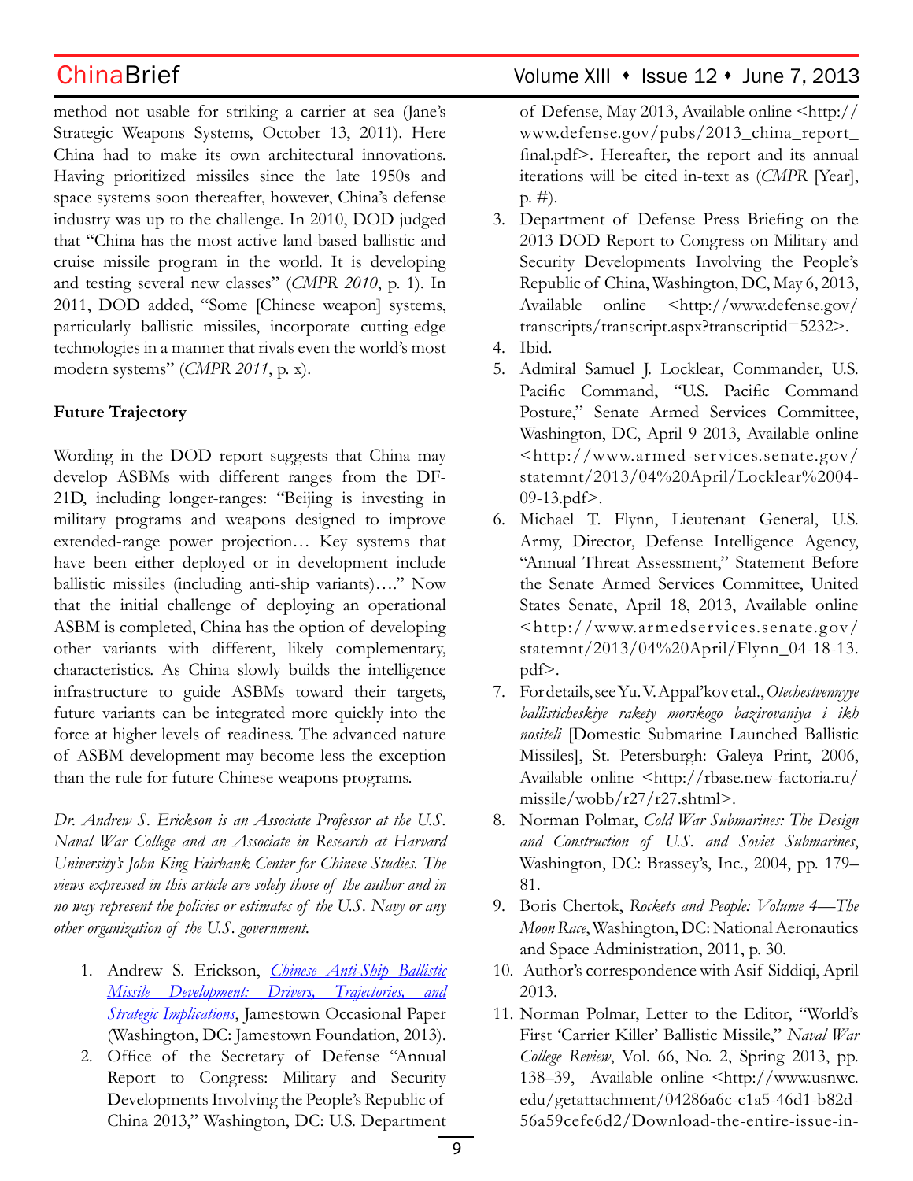method not usable for striking a carrier at sea (Jane's Strategic Weapons Systems, October 13, 2011). Here China had to make its own architectural innovations. Having prioritized missiles since the late 1950s and space systems soon thereafter, however, China's defense industry was up to the challenge. In 2010, DOD judged that "China has the most active land-based ballistic and cruise missile program in the world. It is developing and testing several new classes" (*CMPR 2010*, p. 1). In 2011, DOD added, "Some [Chinese weapon] systems, particularly ballistic missiles, incorporate cutting-edge technologies in a manner that rivals even the world's most modern systems" (*CMPR 2011*, p. x).

**Future Trajectory**

Wording in the DOD report suggests that China may develop ASBMs with different ranges from the DF-21D, including longer-ranges: "Beijing is investing in military programs and weapons designed to improve extended-range power projection… Key systems that have been either deployed or in development include ballistic missiles (including anti-ship variants)…." Now that the initial challenge of deploying an operational ASBM is completed, China has the option of developing other variants with different, likely complementary, characteristics. As China slowly builds the intelligence infrastructure to guide ASBMs toward their targets, future variants can be integrated more quickly into the force at higher levels of readiness. The advanced nature of ASBM development may become less the exception than the rule for future Chinese weapons programs.

*Dr. Andrew S. Erickson is an Associate Professor at the U.S. Naval War College and an Associate in Research at Harvard University's John King Fairbank Center for Chinese Studies. The views expressed in this article are solely those of the author and in no way represent the policies or estimates of the U.S. Navy or any other organization of the U.S. government.*

1. Andrew S. Erickson, *Chinese Anti-Ship Ballistic Missile Development: Drivers, Trajectories, and Strategic Implications*, Jamestown Occasional Paper (Washington, DC: Jamestown Foundation, 2013).
2. Office of the Secretary of Defense "Annual Report to Congress: Military and Security Developments Involving the People's Republic of China 2013," Washington, DC: U.S. Department of Defense, May 2013, Available online <http://www.defense.gov/pubs/2013_china_report_final.pdf>. Hereafter, the report and its annual iterations will be cited in-text as (*CMPR* [Year], p. #).
3. Department of Defense Press Briefing on the 2013 DOD Report to Congress on Military and Security Developments Involving the People's Republic of China, Washington, DC, May 6, 2013, Available online <http://www.defense.gov/transcripts/transcript.aspx?transcriptid=5232>.
4. Ibid.
5. Admiral Samuel J. Locklear, Commander, U.S. Pacific Command, "U.S. Pacific Command Posture," Senate Armed Services Committee, Washington, DC, April 9 2013, Available online <http://www.armed-services.senate.gov/statemnt/2013/04%20April/Locklear%2004-09-13.pdf>.
6. Michael T. Flynn, Lieutenant General, U.S. Army, Director, Defense Intelligence Agency, "Annual Threat Assessment," Statement Before the Senate Armed Services Committee, United States Senate, April 18, 2013, Available online <http://www.armedservices.senate.gov/statemnt/2013/04%20April/Flynn_04-18-13.pdf>.
7. For details, see Yu. V. Appal'kov et al., *Otechestvennyye ballisticheskiye rakety morskogo bazirovaniya i ikh nositeli* [Domestic Submarine Launched Ballistic Missiles], St. Petersburgh: Galeya Print, 2006, Available online <http://rbase.new-factoria.ru/missile/wobb/r27/r27.shtml>.
8. Norman Polmar, *Cold War Submarines: The Design and Construction of U.S. and Soviet Submarines*, Washington, DC: Brassey's, Inc., 2004, pp. 179–81.
9. Boris Chertok, *Rockets and People: Volume 4—The Moon Race*, Washington, DC: National Aeronautics and Space Administration, 2011, p. 30.
10. Author's correspondence with Asif Siddiqi, April 2013.
11. Norman Polmar, Letter to the Editor, "World's First 'Carrier Killer' Ballistic Missile," *Naval War College Review*, Vol. 66, No. 2, Spring 2013, pp. 138–39, Available online <http://www.usnwc.edu/getattachment/04286a6c-c1a5-46d1-b82d-56a59cefe6d2/Download-the-entire-issue-in-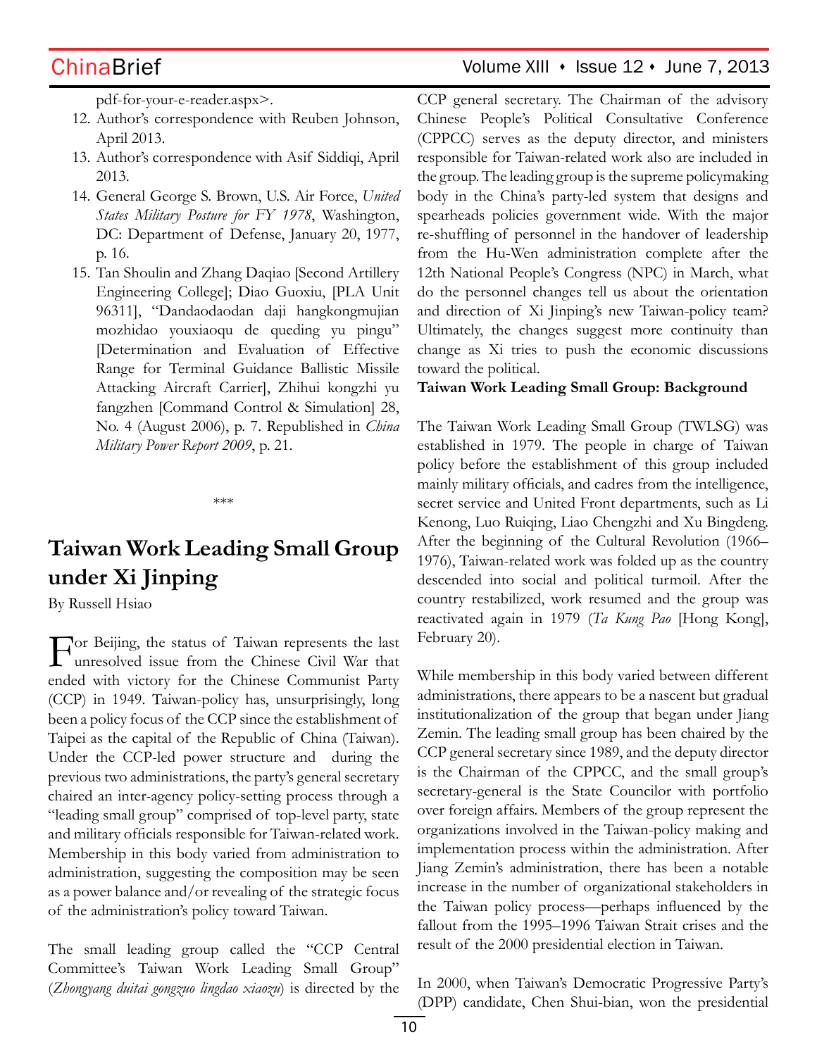pdf-for-your-e-reader.aspx>.

12. Author's correspondence with Reuben Johnson, April 2013.
13. Author's correspondence with Asif Siddiqi, April 2013.
14. General George S. Brown, U.S. Air Force, *United States Military Posture for FY 1978*, Washington, DC: Department of Defense, January 20, 1977, p. 16.
15. Tan Shoulin and Zhang Daqiao [Second Artillery Engineering College]; Diao Guoxiu, [PLA Unit 96311], "Dandaodaodan daji hangkongmujian mozhidao youxiaoqu de queding yu pingu" [Determination and Evaluation of Effective Range for Terminal Guidance Ballistic Missile Attacking Aircraft Carrier], Zhihui kongzhi yu fangzhen [Command Control & Simulation] 28, No. 4 (August 2006), p. 7. Republished in *China Military Power Report 2009*, p. 21.

\*\*\*

# Taiwan Work Leading Small Group under Xi Jinping

By Russell Hsiao

For Beijing, the status of Taiwan represents the last unresolved issue from the Chinese Civil War that ended with victory for the Chinese Communist Party (CCP) in 1949. Taiwan-policy has, unsurprisingly, long been a policy focus of the CCP since the establishment of Taipei as the capital of the Republic of China (Taiwan). Under the CCP-led power structure and during the previous two administrations, the party's general secretary chaired an inter-agency policy-setting process through a "leading small group" comprised of top-level party, state and military officials responsible for Taiwan-related work. Membership in this body varied from administration to administration, suggesting the composition may be seen as a power balance and/or revealing of the strategic focus of the administration's policy toward Taiwan.

The small leading group called the "CCP Central Committee's Taiwan Work Leading Small Group" (*Zhongyang duitai gongzuo lingdao xiaozu*) is directed by the CCP general secretary. The Chairman of the advisory Chinese People's Political Consultative Conference (CPPCC) serves as the deputy director, and ministers responsible for Taiwan-related work also are included in the group. The leading group is the supreme policymaking body in the China's party-led system that designs and spearheads policies government wide. With the major re-shuffling of personnel in the handover of leadership from the Hu-Wen administration complete after the 12th National People's Congress (NPC) in March, what do the personnel changes tell us about the orientation and direction of Xi Jinping's new Taiwan-policy team? Ultimately, the changes suggest more continuity than change as Xi tries to push the economic discussions toward the political.

**Taiwan Work Leading Small Group: Background**

The Taiwan Work Leading Small Group (TWLSG) was established in 1979. The people in charge of Taiwan policy before the establishment of this group included mainly military officials, and cadres from the intelligence, secret service and United Front departments, such as Li Kenong, Luo Ruiqing, Liao Chengzhi and Xu Bingdeng. After the beginning of the Cultural Revolution (1966–1976), Taiwan-related work was folded up as the country descended into social and political turmoil. After the country restabilized, work resumed and the group was reactivated again in 1979 (*Ta Kung Pao* [Hong Kong], February 20).

While membership in this body varied between different administrations, there appears to be a nascent but gradual institutionalization of the group that began under Jiang Zemin. The leading small group has been chaired by the CCP general secretary since 1989, and the deputy director is the Chairman of the CPPCC, and the small group's secretary-general is the State Councilor with portfolio over foreign affairs. Members of the group represent the organizations involved in the Taiwan-policy making and implementation process within the administration. After Jiang Zemin's administration, there has been a notable increase in the number of organizational stakeholders in the Taiwan policy process—perhaps influenced by the fallout from the 1995–1996 Taiwan Strait crises and the result of the 2000 presidential election in Taiwan.

In 2000, when Taiwan's Democratic Progressive Party's (DPP) candidate, Chen Shui-bian, won the presidential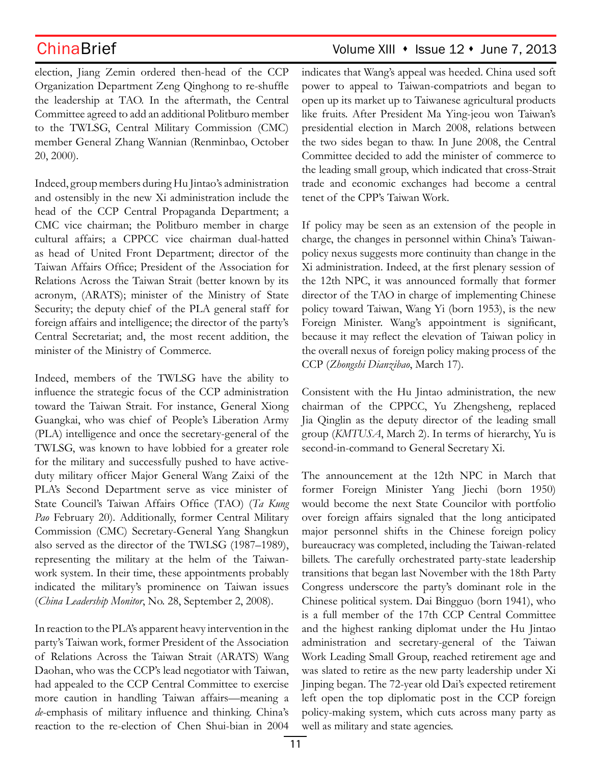election, Jiang Zemin ordered then-head of the CCP Organization Department Zeng Qinghong to re-shuffle the leadership at TAO. In the aftermath, the Central Committee agreed to add an additional Politburo member to the TWLSG, Central Military Commission (CMC) member General Zhang Wannian (Renminbao, October 20, 2000).

Indeed, group members during Hu Jintao's administration and ostensibly in the new Xi administration include the head of the CCP Central Propaganda Department; a CMC vice chairman; the Politburo member in charge cultural affairs; a CPPCC vice chairman dual-hatted as head of United Front Department; director of the Taiwan Affairs Office; President of the Association for Relations Across the Taiwan Strait (better known by its acronym, (ARATS); minister of the Ministry of State Security; the deputy chief of the PLA general staff for foreign affairs and intelligence; the director of the party's Central Secretariat; and, the most recent addition, the minister of the Ministry of Commerce.

Indeed, members of the TWLSG have the ability to influence the strategic focus of the CCP administration toward the Taiwan Strait. For instance, General Xiong Guangkai, who was chief of People's Liberation Army (PLA) intelligence and once the secretary-general of the TWLSG, was known to have lobbied for a greater role for the military and successfully pushed to have active-duty military officer Major General Wang Zaixi of the PLA's Second Department serve as vice minister of State Council's Taiwan Affairs Office (TAO) (*Ta Kung Pao* February 20). Additionally, former Central Military Commission (CMC) Secretary-General Yang Shangkun also served as the director of the TWLSG (1987–1989), representing the military at the helm of the Taiwan-work system. In their time, these appointments probably indicated the military's prominence on Taiwan issues (*China Leadership Monitor*, No. 28, September 2, 2008).

In reaction to the PLA's apparent heavy intervention in the party's Taiwan work, former President of the Association of Relations Across the Taiwan Strait (ARATS) Wang Daohan, who was the CCP's lead negotiator with Taiwan, had appealed to the CCP Central Committee to exercise more caution in handling Taiwan affairs—meaning a *de*-emphasis of military influence and thinking. China's reaction to the re-election of Chen Shui-bian in 2004 indicates that Wang's appeal was heeded. China used soft power to appeal to Taiwan-compatriots and began to open up its market up to Taiwanese agricultural products like fruits. After President Ma Ying-jeou won Taiwan's presidential election in March 2008, relations between the two sides began to thaw. In June 2008, the Central Committee decided to add the minister of commerce to the leading small group, which indicated that cross-Strait trade and economic exchanges had become a central tenet of the CPP's Taiwan Work.

If policy may be seen as an extension of the people in charge, the changes in personnel within China's Taiwan-policy nexus suggests more continuity than change in the Xi administration. Indeed, at the first plenary session of the 12th NPC, it was announced formally that former director of the TAO in charge of implementing Chinese policy toward Taiwan, Wang Yi (born 1953), is the new Foreign Minister. Wang's appointment is significant, because it may reflect the elevation of Taiwan policy in the overall nexus of foreign policy making process of the CCP (*Zhongshi Dianzibao*, March 17).

Consistent with the Hu Jintao administration, the new chairman of the CPPCC, Yu Zhengsheng, replaced Jia Qinglin as the deputy director of the leading small group (*KMTUSA*, March 2). In terms of hierarchy, Yu is second-in-command to General Secretary Xi.

The announcement at the 12th NPC in March that former Foreign Minister Yang Jiechi (born 1950) would become the next State Councilor with portfolio over foreign affairs signaled that the long anticipated major personnel shifts in the Chinese foreign policy bureaucracy was completed, including the Taiwan-related billets. The carefully orchestrated party-state leadership transitions that began last November with the 18th Party Congress underscore the party's dominant role in the Chinese political system. Dai Bingguo (born 1941), who is a full member of the 17th CCP Central Committee and the highest ranking diplomat under the Hu Jintao administration and secretary-general of the Taiwan Work Leading Small Group, reached retirement age and was slated to retire as the new party leadership under Xi Jinping began. The 72-year old Dai's expected retirement left open the top diplomatic post in the CCP foreign policy-making system, which cuts across many party as well as military and state agencies.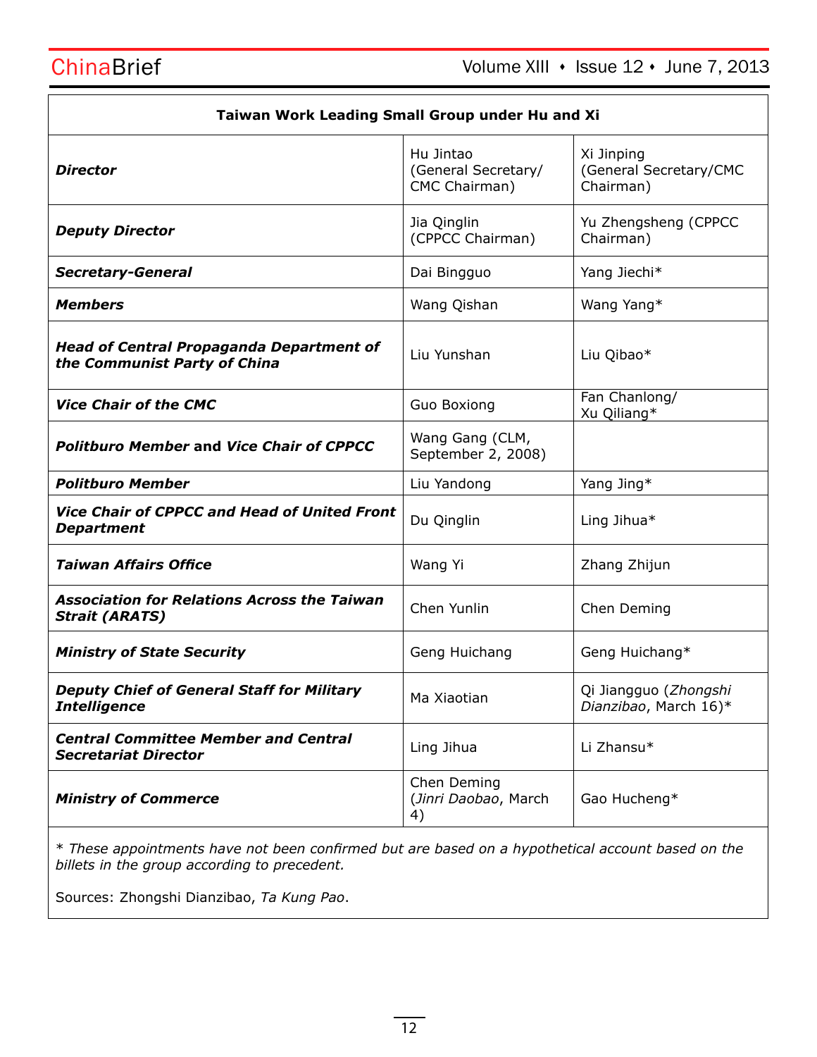| Taiwan Work Leading Small Group under Hu and Xi | | |
|---|---|---|
| ***Director*** | Hu Jintao (General Secretary/ CMC Chairman) | Xi Jinping (General Secretary/CMC Chairman) |
| ***Deputy Director*** | Jia Qinglin (CPPCC Chairman) | Yu Zhengsheng (CPPCC Chairman) |
| ***Secretary-General*** | Dai Bingguo | Yang Jiechi* |
| ***Members*** | Wang Qishan | Wang Yang* |
| ***Head of Central Propaganda Department of the Communist Party of China*** | Liu Yunshan | Liu Qibao* |
| ***Vice Chair of the CMC*** | Guo Boxiong | Fan Chanlong/ Xu Qiliang* |
| ***Politburo Member*** **and** ***Vice Chair of CPPCC*** | Wang Gang (CLM, September 2, 2008) | |
| ***Politburo Member*** | Liu Yandong | Yang Jing* |
| ***Vice Chair of CPPCC and Head of United Front Department*** | Du Qinglin | Ling Jihua* |
| ***Taiwan Affairs Office*** | Wang Yi | Zhang Zhijun |
| ***Association for Relations Across the Taiwan Strait (ARATS)*** | Chen Yunlin | Chen Deming |
| ***Ministry of State Security*** | Geng Huichang | Geng Huichang* |
| ***Deputy Chief of General Staff for Military Intelligence*** | Ma Xiaotian | Qi Jiangguo (*Zhongshi Dianzibao*, March 16)* |
| ***Central Committee Member and Central Secretariat Director*** | Ling Jihua | Li Zhansu* |
| ***Ministry of Commerce*** | Chen Deming (*Jinri Daobao*, March 4) | Gao Hucheng* |

*\* These appointments have not been confirmed but are based on a hypothetical account based on the billets in the group according to precedent.*

Sources: Zhongshi Dianzibao, *Ta Kung Pao*.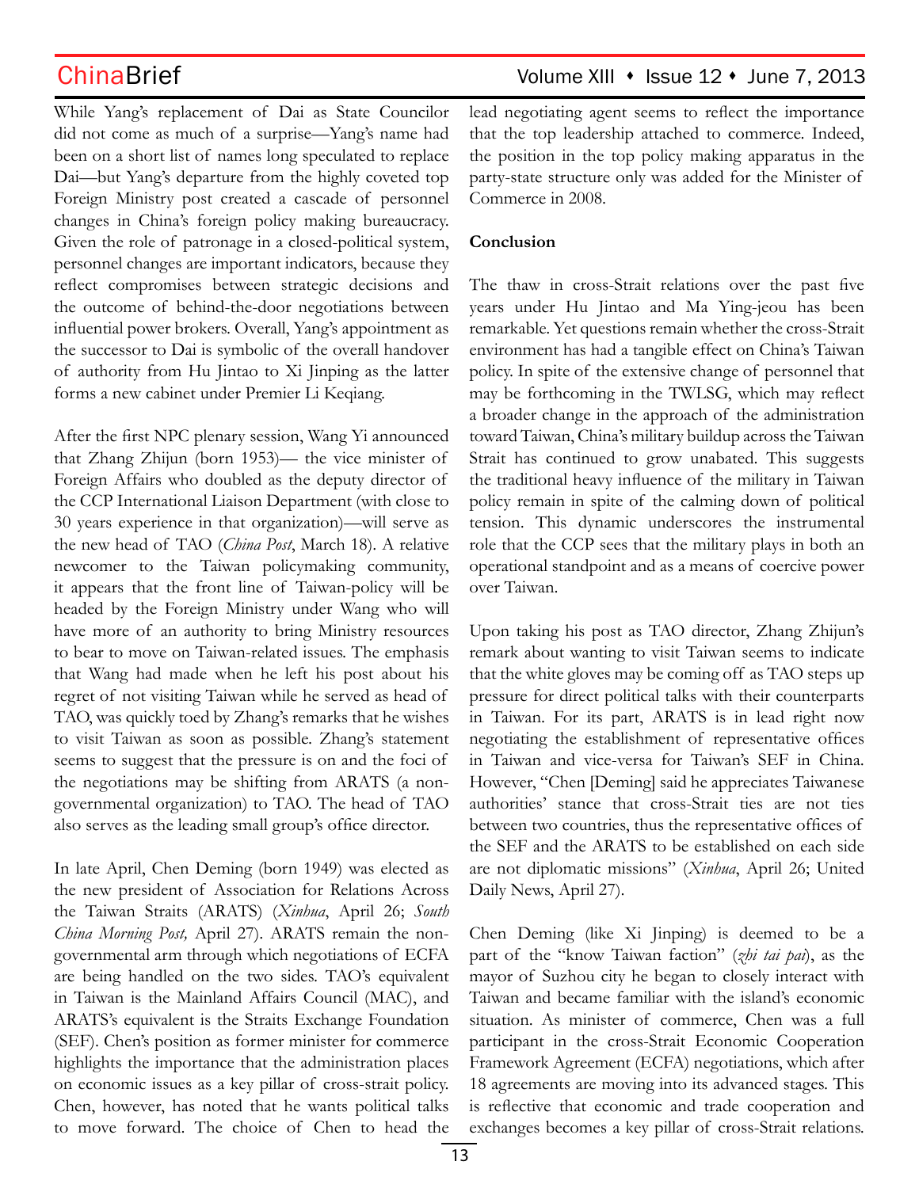While Yang's replacement of Dai as State Councilor did not come as much of a surprise—Yang's name had been on a short list of names long speculated to replace Dai—but Yang's departure from the highly coveted top Foreign Ministry post created a cascade of personnel changes in China's foreign policy making bureaucracy. Given the role of patronage in a closed-political system, personnel changes are important indicators, because they reflect compromises between strategic decisions and the outcome of behind-the-door negotiations between influential power brokers. Overall, Yang's appointment as the successor to Dai is symbolic of the overall handover of authority from Hu Jintao to Xi Jinping as the latter forms a new cabinet under Premier Li Keqiang.

After the first NPC plenary session, Wang Yi announced that Zhang Zhijun (born 1953)— the vice minister of Foreign Affairs who doubled as the deputy director of the CCP International Liaison Department (with close to 30 years experience in that organization)—will serve as the new head of TAO (*China Post*, March 18). A relative newcomer to the Taiwan policymaking community, it appears that the front line of Taiwan-policy will be headed by the Foreign Ministry under Wang who will have more of an authority to bring Ministry resources to bear to move on Taiwan-related issues. The emphasis that Wang had made when he left his post about his regret of not visiting Taiwan while he served as head of TAO, was quickly toed by Zhang's remarks that he wishes to visit Taiwan as soon as possible. Zhang's statement seems to suggest that the pressure is on and the foci of the negotiations may be shifting from ARATS (a non-governmental organization) to TAO. The head of TAO also serves as the leading small group's office director.

In late April, Chen Deming (born 1949) was elected as the new president of Association for Relations Across the Taiwan Straits (ARATS) (*Xinhua*, April 26; *South China Morning Post,* April 27). ARATS remain the non-governmental arm through which negotiations of ECFA are being handled on the two sides. TAO's equivalent in Taiwan is the Mainland Affairs Council (MAC), and ARATS's equivalent is the Straits Exchange Foundation (SEF). Chen's position as former minister for commerce highlights the importance that the administration places on economic issues as a key pillar of cross-strait policy. Chen, however, has noted that he wants political talks to move forward. The choice of Chen to head the lead negotiating agent seems to reflect the importance that the top leadership attached to commerce. Indeed, the position in the top policy making apparatus in the party-state structure only was added for the Minister of Commerce in 2008.

**Conclusion**

The thaw in cross-Strait relations over the past five years under Hu Jintao and Ma Ying-jeou has been remarkable. Yet questions remain whether the cross-Strait environment has had a tangible effect on China's Taiwan policy. In spite of the extensive change of personnel that may be forthcoming in the TWLSG, which may reflect a broader change in the approach of the administration toward Taiwan, China's military buildup across the Taiwan Strait has continued to grow unabated. This suggests the traditional heavy influence of the military in Taiwan policy remain in spite of the calming down of political tension. This dynamic underscores the instrumental role that the CCP sees that the military plays in both an operational standpoint and as a means of coercive power over Taiwan.

Upon taking his post as TAO director, Zhang Zhijun's remark about wanting to visit Taiwan seems to indicate that the white gloves may be coming off as TAO steps up pressure for direct political talks with their counterparts in Taiwan. For its part, ARATS is in lead right now negotiating the establishment of representative offices in Taiwan and vice-versa for Taiwan's SEF in China. However, "Chen [Deming] said he appreciates Taiwanese authorities' stance that cross-Strait ties are not ties between two countries, thus the representative offices of the SEF and the ARATS to be established on each side are not diplomatic missions" (*Xinhua*, April 26; United Daily News, April 27).

Chen Deming (like Xi Jinping) is deemed to be a part of the "know Taiwan faction" (*zhi tai pai*), as the mayor of Suzhou city he began to closely interact with Taiwan and became familiar with the island's economic situation. As minister of commerce, Chen was a full participant in the cross-Strait Economic Cooperation Framework Agreement (ECFA) negotiations, which after 18 agreements are moving into its advanced stages. This is reflective that economic and trade cooperation and exchanges becomes a key pillar of cross-Strait relations.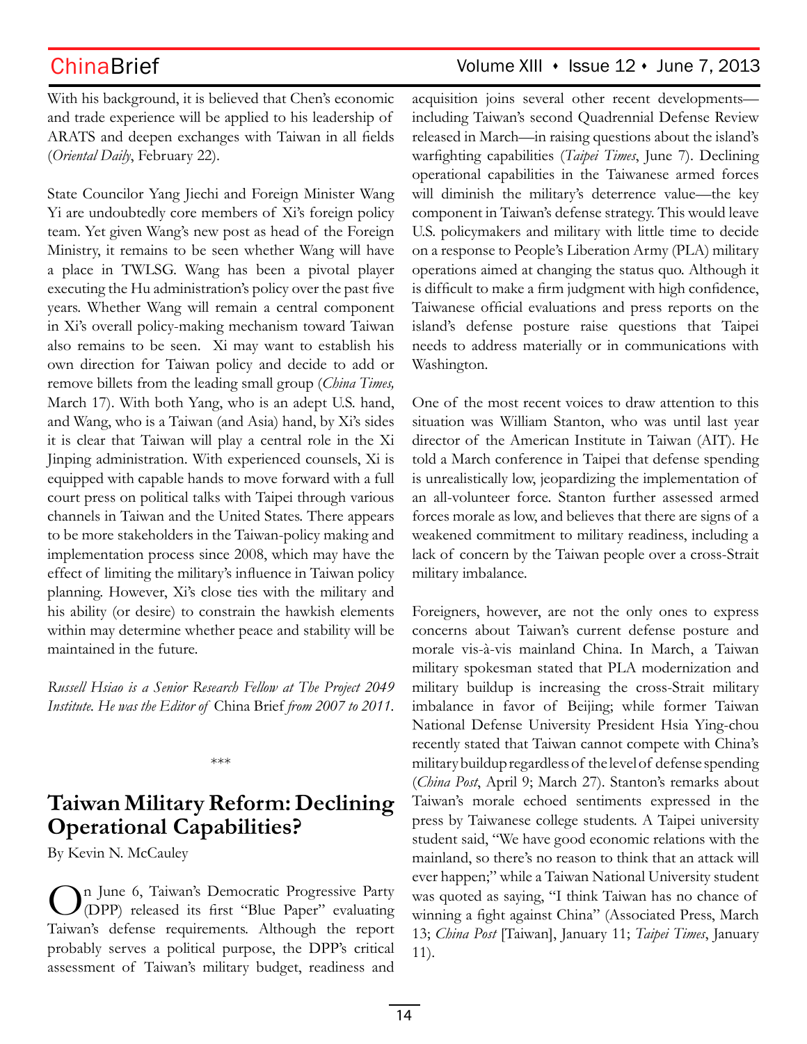With his background, it is believed that Chen's economic and trade experience will be applied to his leadership of ARATS and deepen exchanges with Taiwan in all fields (*Oriental Daily*, February 22).

State Councilor Yang Jiechi and Foreign Minister Wang Yi are undoubtedly core members of Xi's foreign policy team. Yet given Wang's new post as head of the Foreign Ministry, it remains to be seen whether Wang will have a place in TWLSG. Wang has been a pivotal player executing the Hu administration's policy over the past five years. Whether Wang will remain a central component in Xi's overall policy-making mechanism toward Taiwan also remains to be seen. Xi may want to establish his own direction for Taiwan policy and decide to add or remove billets from the leading small group (*China Times,* March 17). With both Yang, who is an adept U.S. hand, and Wang, who is a Taiwan (and Asia) hand, by Xi's sides it is clear that Taiwan will play a central role in the Xi Jinping administration. With experienced counsels, Xi is equipped with capable hands to move forward with a full court press on political talks with Taipei through various channels in Taiwan and the United States. There appears to be more stakeholders in the Taiwan-policy making and implementation process since 2008, which may have the effect of limiting the military's influence in Taiwan policy planning. However, Xi's close ties with the military and his ability (or desire) to constrain the hawkish elements within may determine whether peace and stability will be maintained in the future.

*Russell Hsiao is a Senior Research Fellow at The Project 2049 Institute. He was the Editor of* China Brief *from 2007 to 2011.*

\*\*\*

# Taiwan Military Reform: Declining Operational Capabilities?

By Kevin N. McCauley

On June 6, Taiwan's Democratic Progressive Party (DPP) released its first "Blue Paper" evaluating Taiwan's defense requirements. Although the report probably serves a political purpose, the DPP's critical assessment of Taiwan's military budget, readiness and acquisition joins several other recent developments—including Taiwan's second Quadrennial Defense Review released in March—in raising questions about the island's warfighting capabilities (*Taipei Times*, June 7). Declining operational capabilities in the Taiwanese armed forces will diminish the military's deterrence value—the key component in Taiwan's defense strategy. This would leave U.S. policymakers and military with little time to decide on a response to People's Liberation Army (PLA) military operations aimed at changing the status quo. Although it is difficult to make a firm judgment with high confidence, Taiwanese official evaluations and press reports on the island's defense posture raise questions that Taipei needs to address materially or in communications with Washington.

One of the most recent voices to draw attention to this situation was William Stanton, who was until last year director of the American Institute in Taiwan (AIT). He told a March conference in Taipei that defense spending is unrealistically low, jeopardizing the implementation of an all-volunteer force. Stanton further assessed armed forces morale as low, and believes that there are signs of a weakened commitment to military readiness, including a lack of concern by the Taiwan people over a cross-Strait military imbalance.

Foreigners, however, are not the only ones to express concerns about Taiwan's current defense posture and morale vis-à-vis mainland China. In March, a Taiwan military spokesman stated that PLA modernization and military buildup is increasing the cross-Strait military imbalance in favor of Beijing; while former Taiwan National Defense University President Hsia Ying-chou recently stated that Taiwan cannot compete with China's military buildup regardless of the level of defense spending (*China Post*, April 9; March 27). Stanton's remarks about Taiwan's morale echoed sentiments expressed in the press by Taiwanese college students. A Taipei university student said, "We have good economic relations with the mainland, so there's no reason to think that an attack will ever happen;" while a Taiwan National University student was quoted as saying, "I think Taiwan has no chance of winning a fight against China" (Associated Press, March 13; *China Post* [Taiwan], January 11; *Taipei Times*, January 11).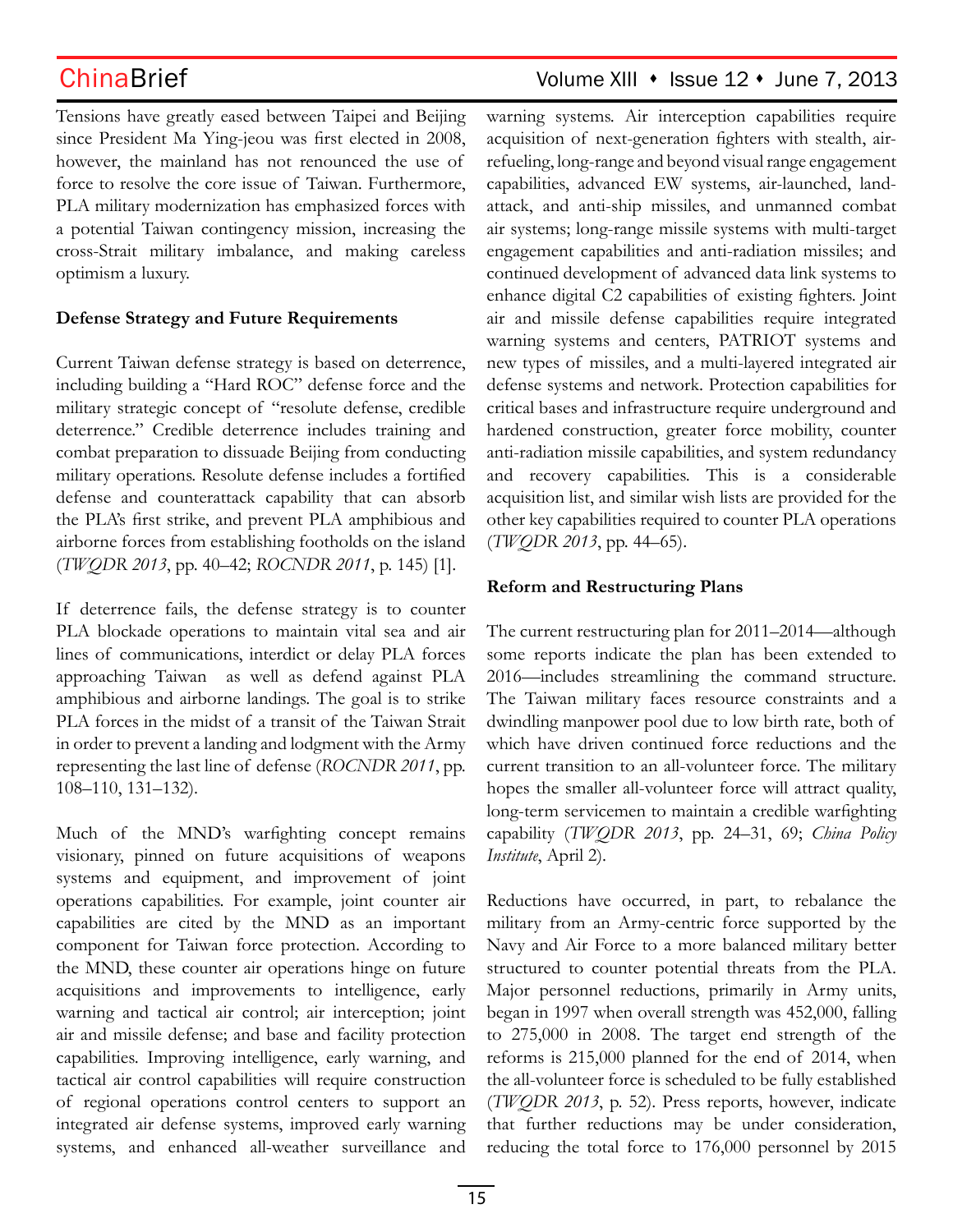Tensions have greatly eased between Taipei and Beijing since President Ma Ying-jeou was first elected in 2008, however, the mainland has not renounced the use of force to resolve the core issue of Taiwan. Furthermore, PLA military modernization has emphasized forces with a potential Taiwan contingency mission, increasing the cross-Strait military imbalance, and making careless optimism a luxury.

**Defense Strategy and Future Requirements**

Current Taiwan defense strategy is based on deterrence, including building a "Hard ROC" defense force and the military strategic concept of "resolute defense, credible deterrence." Credible deterrence includes training and combat preparation to dissuade Beijing from conducting military operations. Resolute defense includes a fortified defense and counterattack capability that can absorb the PLA's first strike, and prevent PLA amphibious and airborne forces from establishing footholds on the island (*TWQDR 2013*, pp. 40–42; *ROCNDR 2011*, p. 145) [1].

If deterrence fails, the defense strategy is to counter PLA blockade operations to maintain vital sea and air lines of communications, interdict or delay PLA forces approaching Taiwan as well as defend against PLA amphibious and airborne landings. The goal is to strike PLA forces in the midst of a transit of the Taiwan Strait in order to prevent a landing and lodgment with the Army representing the last line of defense (*ROCNDR 2011*, pp. 108–110, 131–132).

Much of the MND's warfighting concept remains visionary, pinned on future acquisitions of weapons systems and equipment, and improvement of joint operations capabilities. For example, joint counter air capabilities are cited by the MND as an important component for Taiwan force protection. According to the MND, these counter air operations hinge on future acquisitions and improvements to intelligence, early warning and tactical air control; air interception; joint air and missile defense; and base and facility protection capabilities. Improving intelligence, early warning, and tactical air control capabilities will require construction of regional operations control centers to support an integrated air defense systems, improved early warning systems, and enhanced all-weather surveillance and warning systems. Air interception capabilities require acquisition of next-generation fighters with stealth, air-refueling, long-range and beyond visual range engagement capabilities, advanced EW systems, air-launched, land-attack, and anti-ship missiles, and unmanned combat air systems; long-range missile systems with multi-target engagement capabilities and anti-radiation missiles; and continued development of advanced data link systems to enhance digital C2 capabilities of existing fighters. Joint air and missile defense capabilities require integrated warning systems and centers, PATRIOT systems and new types of missiles, and a multi-layered integrated air defense systems and network. Protection capabilities for critical bases and infrastructure require underground and hardened construction, greater force mobility, counter anti-radiation missile capabilities, and system redundancy and recovery capabilities. This is a considerable acquisition list, and similar wish lists are provided for the other key capabilities required to counter PLA operations (*TWQDR 2013*, pp. 44–65).

**Reform and Restructuring Plans**

The current restructuring plan for 2011–2014—although some reports indicate the plan has been extended to 2016—includes streamlining the command structure. The Taiwan military faces resource constraints and a dwindling manpower pool due to low birth rate, both of which have driven continued force reductions and the current transition to an all-volunteer force. The military hopes the smaller all-volunteer force will attract quality, long-term servicemen to maintain a credible warfighting capability (*TWQDR 2013*, pp. 24–31, 69; *China Policy Institute*, April 2).

Reductions have occurred, in part, to rebalance the military from an Army-centric force supported by the Navy and Air Force to a more balanced military better structured to counter potential threats from the PLA. Major personnel reductions, primarily in Army units, began in 1997 when overall strength was 452,000, falling to 275,000 in 2008. The target end strength of the reforms is 215,000 planned for the end of 2014, when the all-volunteer force is scheduled to be fully established (*TWQDR 2013*, p. 52). Press reports, however, indicate that further reductions may be under consideration, reducing the total force to 176,000 personnel by 2015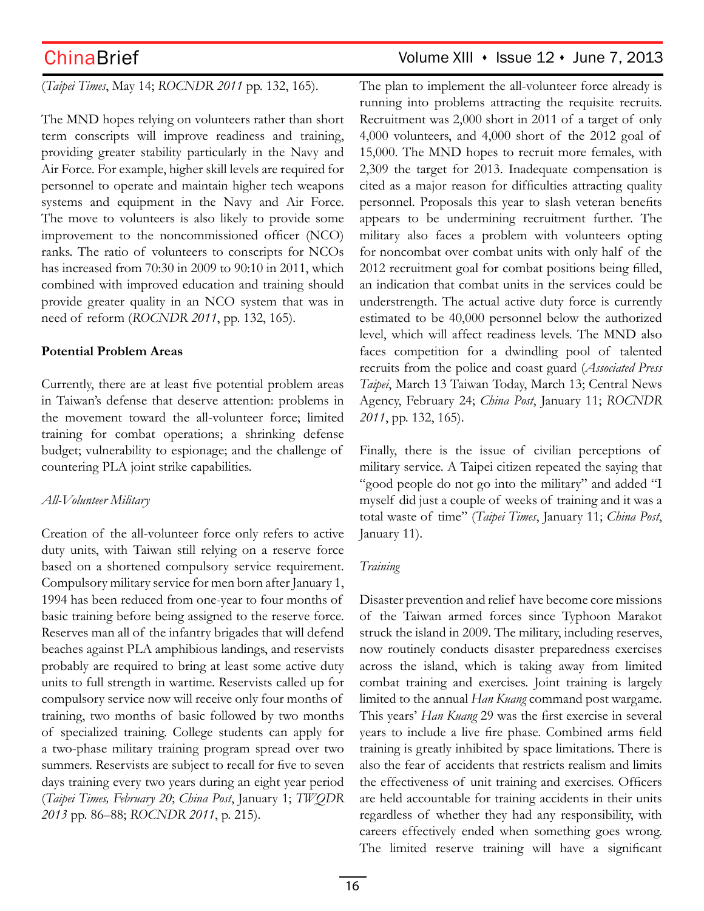(*Taipei Times*, May 14; *ROCNDR 2011* pp. 132, 165).

The MND hopes relying on volunteers rather than short term conscripts will improve readiness and training, providing greater stability particularly in the Navy and Air Force. For example, higher skill levels are required for personnel to operate and maintain higher tech weapons systems and equipment in the Navy and Air Force. The move to volunteers is also likely to provide some improvement to the noncommissioned officer (NCO) ranks. The ratio of volunteers to conscripts for NCOs has increased from 70:30 in 2009 to 90:10 in 2011, which combined with improved education and training should provide greater quality in an NCO system that was in need of reform (*ROCNDR 2011*, pp. 132, 165).

**Potential Problem Areas**

Currently, there are at least five potential problem areas in Taiwan's defense that deserve attention: problems in the movement toward the all-volunteer force; limited training for combat operations; a shrinking defense budget; vulnerability to espionage; and the challenge of countering PLA joint strike capabilities.

*All-Volunteer Military*

Creation of the all-volunteer force only refers to active duty units, with Taiwan still relying on a reserve force based on a shortened compulsory service requirement. Compulsory military service for men born after January 1, 1994 has been reduced from one-year to four months of basic training before being assigned to the reserve force. Reserves man all of the infantry brigades that will defend beaches against PLA amphibious landings, and reservists probably are required to bring at least some active duty units to full strength in wartime. Reservists called up for compulsory service now will receive only four months of training, two months of basic followed by two months of specialized training. College students can apply for a two-phase military training program spread over two summers. Reservists are subject to recall for five to seven days training every two years during an eight year period (*Taipei Times, February 20*; *China Post*, January 1; *TWQDR 2013* pp. 86–88; *ROCNDR 2011*, p. 215).

The plan to implement the all-volunteer force already is running into problems attracting the requisite recruits. Recruitment was 2,000 short in 2011 of a target of only 4,000 volunteers, and 4,000 short of the 2012 goal of 15,000. The MND hopes to recruit more females, with 2,309 the target for 2013. Inadequate compensation is cited as a major reason for difficulties attracting quality personnel. Proposals this year to slash veteran benefits appears to be undermining recruitment further. The military also faces a problem with volunteers opting for noncombat over combat units with only half of the 2012 recruitment goal for combat positions being filled, an indication that combat units in the services could be understrength. The actual active duty force is currently estimated to be 40,000 personnel below the authorized level, which will affect readiness levels. The MND also faces competition for a dwindling pool of talented recruits from the police and coast guard (*Associated Press Taipei*, March 13 Taiwan Today, March 13; Central News Agency, February 24; *China Post*, January 11; *ROCNDR 2011*, pp. 132, 165).

Finally, there is the issue of civilian perceptions of military service. A Taipei citizen repeated the saying that "good people do not go into the military" and added "I myself did just a couple of weeks of training and it was a total waste of time" (*Taipei Times*, January 11; *China Post*, January 11).

*Training*

Disaster prevention and relief have become core missions of the Taiwan armed forces since Typhoon Marakot struck the island in 2009. The military, including reserves, now routinely conducts disaster preparedness exercises across the island, which is taking away from limited combat training and exercises. Joint training is largely limited to the annual *Han Kuang* command post wargame. This years' *Han Kuang* 29 was the first exercise in several years to include a live fire phase. Combined arms field training is greatly inhibited by space limitations. There is also the fear of accidents that restricts realism and limits the effectiveness of unit training and exercises. Officers are held accountable for training accidents in their units regardless of whether they had any responsibility, with careers effectively ended when something goes wrong. The limited reserve training will have a significant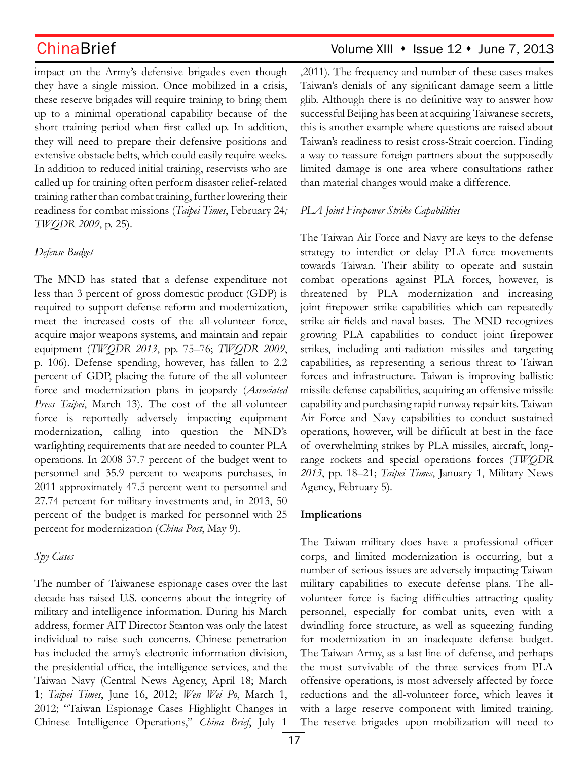impact on the Army's defensive brigades even though they have a single mission. Once mobilized in a crisis, these reserve brigades will require training to bring them up to a minimal operational capability because of the short training period when first called up. In addition, they will need to prepare their defensive positions and extensive obstacle belts, which could easily require weeks. In addition to reduced initial training, reservists who are called up for training often perform disaster relief-related training rather than combat training, further lowering their readiness for combat missions (*Taipei Times*, February 24*; TWQDR 2009*, p. 25).

*Defense Budget*

The MND has stated that a defense expenditure not less than 3 percent of gross domestic product (GDP) is required to support defense reform and modernization, meet the increased costs of the all-volunteer force, acquire major weapons systems, and maintain and repair equipment (*TWQDR 2013*, pp. 75–76; *TWQDR 2009*, p. 106). Defense spending, however, has fallen to 2.2 percent of GDP, placing the future of the all-volunteer force and modernization plans in jeopardy (*Associated Press Taipei*, March 13). The cost of the all-volunteer force is reportedly adversely impacting equipment modernization, calling into question the MND's warfighting requirements that are needed to counter PLA operations. In 2008 37.7 percent of the budget went to personnel and 35.9 percent to weapons purchases, in 2011 approximately 47.5 percent went to personnel and 27.74 percent for military investments and, in 2013, 50 percent of the budget is marked for personnel with 25 percent for modernization (*China Post*, May 9).

*Spy Cases*

The number of Taiwanese espionage cases over the last decade has raised U.S. concerns about the integrity of military and intelligence information. During his March address, former AIT Director Stanton was only the latest individual to raise such concerns. Chinese penetration has included the army's electronic information division, the presidential office, the intelligence services, and the Taiwan Navy (Central News Agency, April 18; March 1; *Taipei Times*, June 16, 2012; *Wen Wei Po*, March 1, 2012; "Taiwan Espionage Cases Highlight Changes in Chinese Intelligence Operations," *China Brief*, July 1 ,2011). The frequency and number of these cases makes Taiwan's denials of any significant damage seem a little glib. Although there is no definitive way to answer how successful Beijing has been at acquiring Taiwanese secrets, this is another example where questions are raised about Taiwan's readiness to resist cross-Strait coercion. Finding a way to reassure foreign partners about the supposedly limited damage is one area where consultations rather than material changes would make a difference.

*PLA Joint Firepower Strike Capabilities*

The Taiwan Air Force and Navy are keys to the defense strategy to interdict or delay PLA force movements towards Taiwan. Their ability to operate and sustain combat operations against PLA forces, however, is threatened by PLA modernization and increasing joint firepower strike capabilities which can repeatedly strike air fields and naval bases. The MND recognizes growing PLA capabilities to conduct joint firepower strikes, including anti-radiation missiles and targeting capabilities, as representing a serious threat to Taiwan forces and infrastructure. Taiwan is improving ballistic missile defense capabilities, acquiring an offensive missile capability and purchasing rapid runway repair kits. Taiwan Air Force and Navy capabilities to conduct sustained operations, however, will be difficult at best in the face of overwhelming strikes by PLA missiles, aircraft, long-range rockets and special operations forces (*TWQDR 2013*, pp. 18–21; *Taipei Times*, January 1, Military News Agency, February 5).

**Implications**

The Taiwan military does have a professional officer corps, and limited modernization is occurring, but a number of serious issues are adversely impacting Taiwan military capabilities to execute defense plans. The all-volunteer force is facing difficulties attracting quality personnel, especially for combat units, even with a dwindling force structure, as well as squeezing funding for modernization in an inadequate defense budget. The Taiwan Army, as a last line of defense, and perhaps the most survivable of the three services from PLA offensive operations, is most adversely affected by force reductions and the all-volunteer force, which leaves it with a large reserve component with limited training. The reserve brigades upon mobilization will need to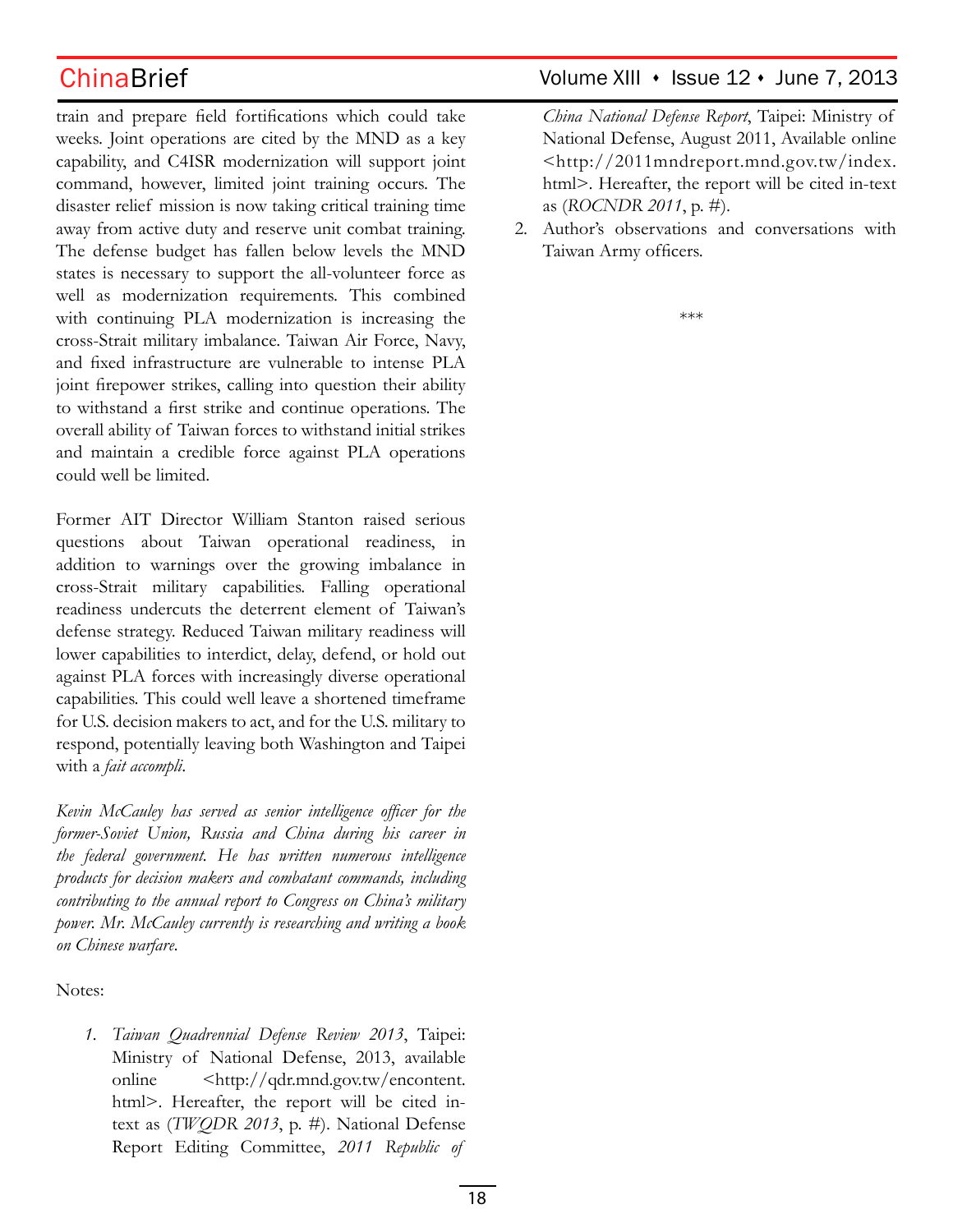train and prepare field fortifications which could take weeks. Joint operations are cited by the MND as a key capability, and C4ISR modernization will support joint command, however, limited joint training occurs. The disaster relief mission is now taking critical training time away from active duty and reserve unit combat training. The defense budget has fallen below levels the MND states is necessary to support the all-volunteer force as well as modernization requirements. This combined with continuing PLA modernization is increasing the cross-Strait military imbalance. Taiwan Air Force, Navy, and fixed infrastructure are vulnerable to intense PLA joint firepower strikes, calling into question their ability to withstand a first strike and continue operations. The overall ability of Taiwan forces to withstand initial strikes and maintain a credible force against PLA operations could well be limited.

Former AIT Director William Stanton raised serious questions about Taiwan operational readiness, in addition to warnings over the growing imbalance in cross-Strait military capabilities. Falling operational readiness undercuts the deterrent element of Taiwan's defense strategy. Reduced Taiwan military readiness will lower capabilities to interdict, delay, defend, or hold out against PLA forces with increasingly diverse operational capabilities. This could well leave a shortened timeframe for U.S. decision makers to act, and for the U.S. military to respond, potentially leaving both Washington and Taipei with a *fait accompli*.

*Kevin McCauley has served as senior intelligence officer for the former-Soviet Union, Russia and China during his career in the federal government. He has written numerous intelligence products for decision makers and combatant commands, including contributing to the annual report to Congress on China's military power. Mr. McCauley currently is researching and writing a book on Chinese warfare.*

Notes:

1. *Taiwan Quadrennial Defense Review 2013*, Taipei: Ministry of National Defense, 2013, available online <http://qdr.mnd.gov.tw/encontent.html>. Hereafter, the report will be cited in-text as (*TWQDR 2013*, p. #). National Defense Report Editing Committee, *2011 Republic of China National Defense Report*, Taipei: Ministry of National Defense, August 2011, Available online <http://2011mndreport.mnd.gov.tw/index.html>. Hereafter, the report will be cited in-text as (*ROCNDR 2011*, p. #).
2. Author's observations and conversations with Taiwan Army officers.

\*\*\*